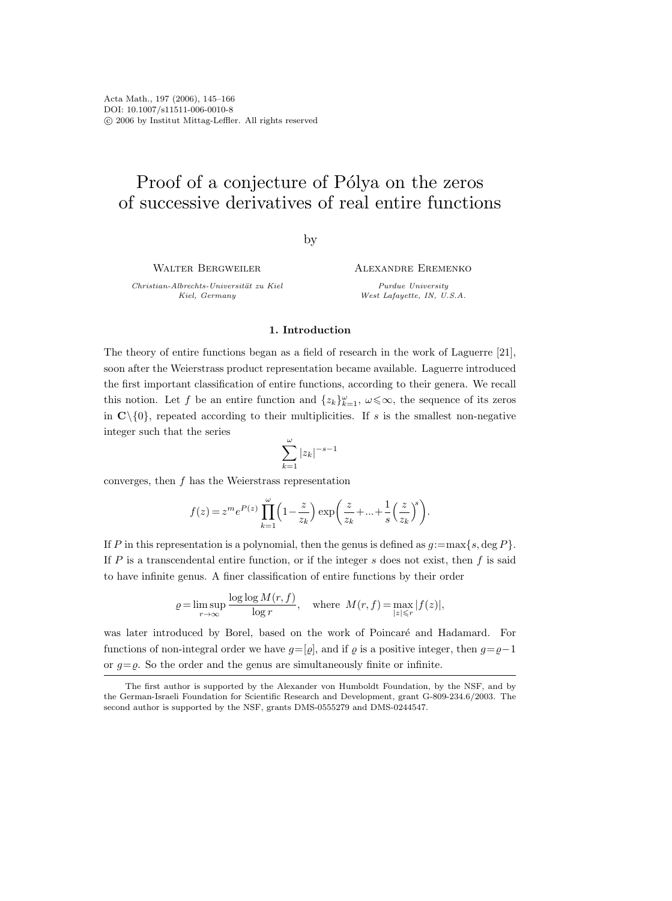Acta Math., 197 (2006), 145–166
DOI: 10.1007/s11511-006-0010-8
© 2006 by Institut Mittag-Leffler. All rights reserved

# Proof of a conjecture of Pólya on the zeros of successive derivatives of real entire functions

by

Walter Bergweiler
*Christian-Albrechts-Universität zu Kiel*
*Kiel, Germany*

Alexandre Eremenko
*Purdue University*
*West Lafayette, IN, U.S.A.*

## 1. Introduction

The theory of entire functions began as a field of research in the work of Laguerre [21], soon after the Weierstrass product representation became available. Laguerre introduced the first important classification of entire functions, according to their genera. We recall this notion. Let $f$ be an entire function and $\{z_k\}_{k=1}^{\omega}$, $\omega\leqslant\infty$, the sequence of its zeros in $\mathbf{C}\setminus\{0\}$, repeated according to their multiplicities. If $s$ is the smallest non-negative integer such that the series

$$\sum_{k=1}^{\omega}|z_k|^{-s-1}$$

converges, then $f$ has the Weierstrass representation

$$f(z)=z^m e^{P(z)}\prod_{k=1}^{\omega}\Big(1-\frac{z}{z_k}\Big)\exp\Big(\frac{z}{z_k}+...+\frac{1}{s}\Big(\frac{z}{z_k}\Big)^{s}\Big).$$

If $P$ in this representation is a polynomial, then the genus is defined as $g:=\max\{s,\deg P\}$. If $P$ is a transcendental entire function, or if the integer $s$ does not exist, then $f$ is said to have infinite genus. A finer classification of entire functions by their order

$$\varrho=\limsup_{r\to\infty}\frac{\log\log M(r,f)}{\log r},\quad \text{where } M(r,f)=\max_{|z|\leqslant r}|f(z)|,$$

was later introduced by Borel, based on the work of Poincaré and Hadamard. For functions of non-integral order we have $g=[\varrho]$, and if $\varrho$ is a positive integer, then $g=\varrho-1$ or $g=\varrho$. So the order and the genus are simultaneously finite or infinite.

The first author is supported by the Alexander von Humboldt Foundation, by the NSF, and by the German-Israeli Foundation for Scientific Research and Development, grant G-809-234.6/2003. The second author is supported by the NSF, grants DMS-0555279 and DMS-0244547.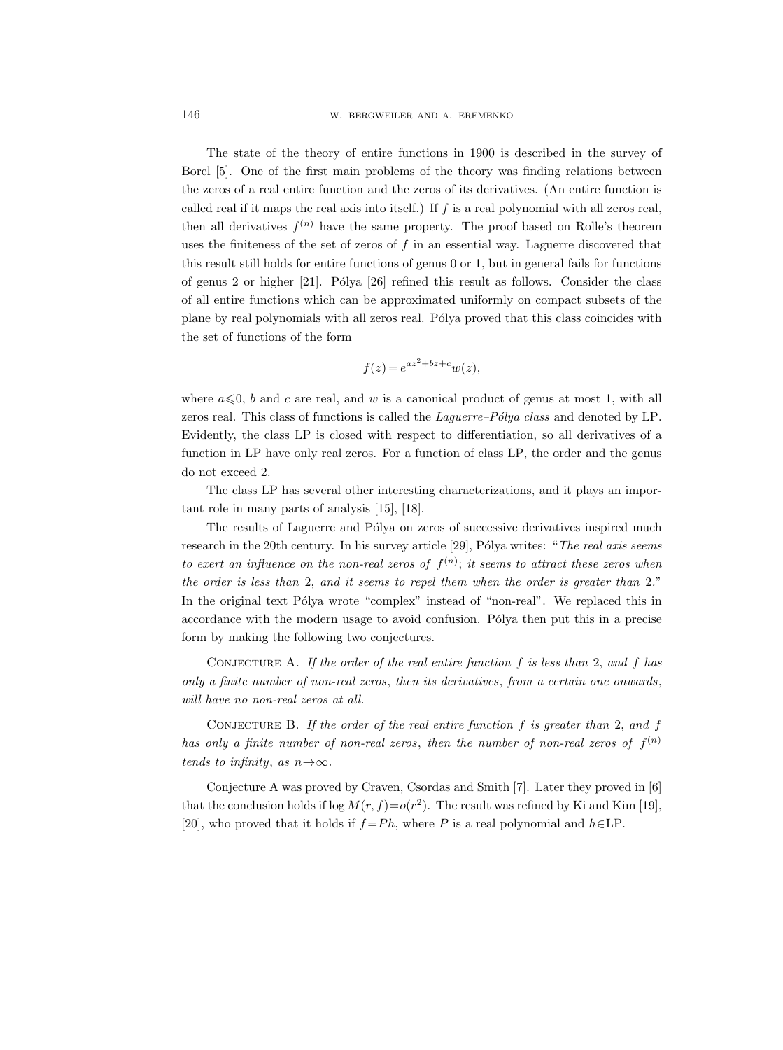The state of the theory of entire functions in 1900 is described in the survey of Borel [5]. One of the first main problems of the theory was finding relations between the zeros of a real entire function and the zeros of its derivatives. (An entire function is called real if it maps the real axis into itself.) If $f$ is a real polynomial with all zeros real, then all derivatives $f^{(n)}$ have the same property. The proof based on Rolle's theorem uses the finiteness of the set of zeros of $f$ in an essential way. Laguerre discovered that this result still holds for entire functions of genus 0 or 1, but in general fails for functions of genus 2 or higher [21]. Pólya [26] refined this result as follows. Consider the class of all entire functions which can be approximated uniformly on compact subsets of the plane by real polynomials with all zeros real. Pólya proved that this class coincides with the set of functions of the form

$$f(z) = e^{az^2+bz+c}w(z),$$

where $a \leqslant 0$, $b$ and $c$ are real, and $w$ is a canonical product of genus at most 1, with all zeros real. This class of functions is called the *Laguerre–Pólya class* and denoted by LP. Evidently, the class LP is closed with respect to differentiation, so all derivatives of a function in LP have only real zeros. For a function of class LP, the order and the genus do not exceed 2.

The class LP has several other interesting characterizations, and it plays an important role in many parts of analysis [15], [18].

The results of Laguerre and Pólya on zeros of successive derivatives inspired much research in the 20th century. In his survey article [29], Pólya writes: "*The real axis seems to exert an influence on the non-real zeros of $f^{(n)}$; it seems to attract these zeros when the order is less than* 2, *and it seems to repel them when the order is greater than* 2." In the original text Pólya wrote "complex" instead of "non-real". We replaced this in accordance with the modern usage to avoid confusion. Pólya then put this in a precise form by making the following two conjectures.

Conjecture A. *If the order of the real entire function $f$ is less than* 2, *and $f$ has only a finite number of non-real zeros*, *then its derivatives*, *from a certain one onwards*, *will have no non-real zeros at all.*

Conjecture B. *If the order of the real entire function $f$ is greater than* 2, *and $f$ has only a finite number of non-real zeros*, *then the number of non-real zeros of $f^{(n)}$ tends to infinity*, *as $n \to \infty$.*

Conjecture A was proved by Craven, Csordas and Smith [7]. Later they proved in [6] that the conclusion holds if $\log M(r, f) = o(r^2)$. The result was refined by Ki and Kim [19], [20], who proved that it holds if $f = Ph$, where $P$ is a real polynomial and $h \in$LP.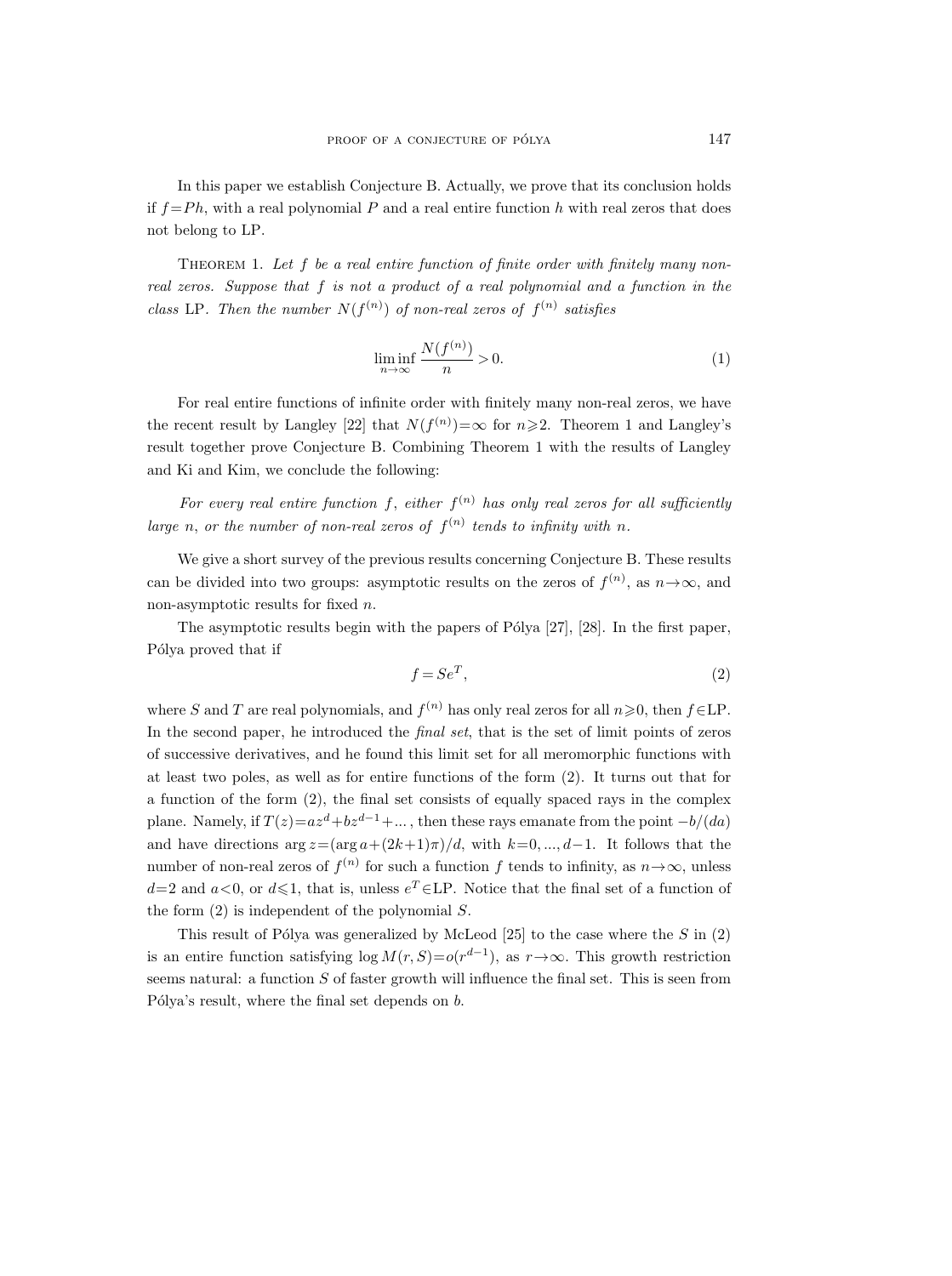In this paper we establish Conjecture B. Actually, we prove that its conclusion holds if $f=Ph$, with a real polynomial $P$ and a real entire function $h$ with real zeros that does not belong to LP.

Theorem 1. *Let $f$ be a real entire function of finite order with finitely many non-real zeros. Suppose that $f$ is not a product of a real polynomial and a function in the class* LP. *Then the number $N(f^{(n)})$ of non-real zeros of $f^{(n)}$ satisfies*

$$\liminf_{n\to\infty} \frac{N(f^{(n)})}{n} > 0. \tag{1}$$

For real entire functions of infinite order with finitely many non-real zeros, we have the recent result by Langley [22] that $N(f^{(n)})=\infty$ for $n\geqslant 2$. Theorem 1 and Langley's result together prove Conjecture B. Combining Theorem 1 with the results of Langley and Ki and Kim, we conclude the following:

*For every real entire function $f$, either $f^{(n)}$ has only real zeros for all sufficiently large $n$, or the number of non-real zeros of $f^{(n)}$ tends to infinity with $n$.*

We give a short survey of the previous results concerning Conjecture B. These results can be divided into two groups: asymptotic results on the zeros of $f^{(n)}$, as $n\to\infty$, and non-asymptotic results for fixed $n$.

The asymptotic results begin with the papers of Pólya [27], [28]. In the first paper, Pólya proved that if

$$f = Se^{T}, \tag{2}$$

where $S$ and $T$ are real polynomials, and $f^{(n)}$ has only real zeros for all $n\geqslant 0$, then $f\in\text{LP}$. In the second paper, he introduced the *final set*, that is the set of limit points of zeros of successive derivatives, and he found this limit set for all meromorphic functions with at least two poles, as well as for entire functions of the form (2). It turns out that for a function of the form (2), the final set consists of equally spaced rays in the complex plane. Namely, if $T(z)=az^d+bz^{d-1}+\dots$, then these rays emanate from the point $-b/(da)$ and have directions $\arg z=(\arg a+(2k+1)\pi)/d$, with $k=0,\dots,d-1$. It follows that the number of non-real zeros of $f^{(n)}$ for such a function $f$ tends to infinity, as $n\to\infty$, unless $d=2$ and $a<0$, or $d\leqslant 1$, that is, unless $e^T\in\text{LP}$. Notice that the final set of a function of the form (2) is independent of the polynomial $S$.

This result of Pólya was generalized by McLeod [25] to the case where the $S$ in (2) is an entire function satisfying $\log M(r,S)=o(r^{d-1})$, as $r\to\infty$. This growth restriction seems natural: a function $S$ of faster growth will influence the final set. This is seen from Pólya's result, where the final set depends on $b$.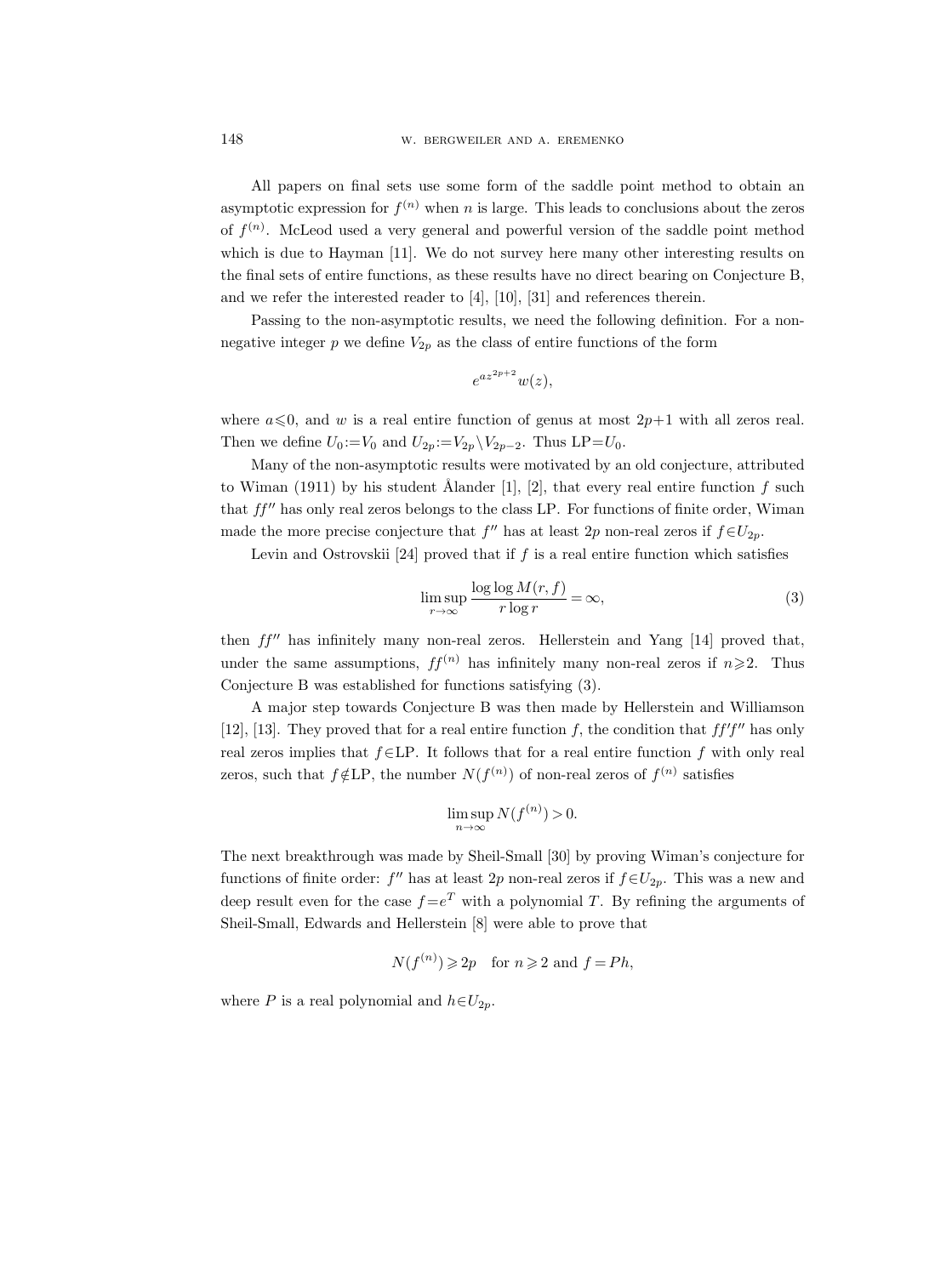All papers on final sets use some form of the saddle point method to obtain an asymptotic expression for $f^{(n)}$ when $n$ is large. This leads to conclusions about the zeros of $f^{(n)}$. McLeod used a very general and powerful version of the saddle point method which is due to Hayman [11]. We do not survey here many other interesting results on the final sets of entire functions, as these results have no direct bearing on Conjecture B, and we refer the interested reader to [4], [10], [31] and references therein.

Passing to the non-asymptotic results, we need the following definition. For a non-negative integer $p$ we define $V_{2p}$ as the class of entire functions of the form

$$e^{az^{2p+2}}w(z),$$

where $a \leqslant 0$, and $w$ is a real entire function of genus at most $2p+1$ with all zeros real. Then we define $U_0 := V_0$ and $U_{2p} := V_{2p} \setminus V_{2p-2}$. Thus LP$=U_0$.

Many of the non-asymptotic results were motivated by an old conjecture, attributed to Wiman (1911) by his student Ålander [1], [2], that every real entire function $f$ such that $ff''$ has only real zeros belongs to the class LP. For functions of finite order, Wiman made the more precise conjecture that $f''$ has at least $2p$ non-real zeros if $f \in U_{2p}$.

Levin and Ostrovskii [24] proved that if $f$ is a real entire function which satisfies

$$\limsup_{r\to\infty} \frac{\log\log M(r,f)}{r\log r} = \infty, \tag{3}$$

then $ff''$ has infinitely many non-real zeros. Hellerstein and Yang [14] proved that, under the same assumptions, $ff^{(n)}$ has infinitely many non-real zeros if $n \geqslant 2$. Thus Conjecture B was established for functions satisfying (3).

A major step towards Conjecture B was then made by Hellerstein and Williamson [12], [13]. They proved that for a real entire function $f$, the condition that $ff'f''$ has only real zeros implies that $f \in$LP. It follows that for a real entire function $f$ with only real zeros, such that $f \notin$LP, the number $N(f^{(n)})$ of non-real zeros of $f^{(n)}$ satisfies

$$\limsup_{n\to\infty} N(f^{(n)}) > 0.$$

The next breakthrough was made by Sheil-Small [30] by proving Wiman's conjecture for functions of finite order: $f''$ has at least $2p$ non-real zeros if $f \in U_{2p}$. This was a new and deep result even for the case $f = e^T$ with a polynomial $T$. By refining the arguments of Sheil-Small, Edwards and Hellerstein [8] were able to prove that

$$N(f^{(n)}) \geqslant 2p \quad \text{for } n \geqslant 2 \text{ and } f = Ph,$$

where $P$ is a real polynomial and $h \in U_{2p}$.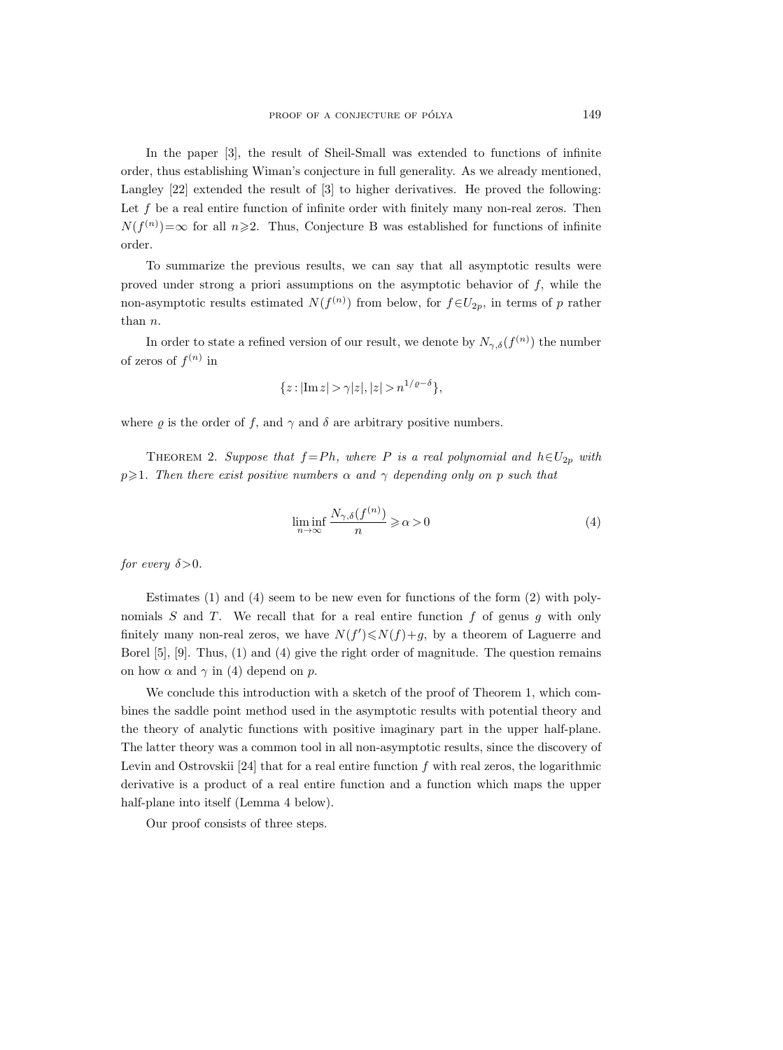In the paper [3], the result of Sheil-Small was extended to functions of infinite order, thus establishing Wiman's conjecture in full generality. As we already mentioned, Langley [22] extended the result of [3] to higher derivatives. He proved the following: Let $f$ be a real entire function of infinite order with finitely many non-real zeros. Then $N(f^{(n)})=\infty$ for all $n\geqslant 2$. Thus, Conjecture B was established for functions of infinite order.

To summarize the previous results, we can say that all asymptotic results were proved under strong a priori assumptions on the asymptotic behavior of $f$, while the non-asymptotic results estimated $N(f^{(n)})$ from below, for $f\in U_{2p}$, in terms of $p$ rather than $n$.

In order to state a refined version of our result, we denote by $N_{\gamma,\delta}(f^{(n)})$ the number of zeros of $f^{(n)}$ in

$$\{z: |\operatorname{Im} z| > \gamma |z|, |z| > n^{1/\varrho-\delta}\},$$

where $\varrho$ is the order of $f$, and $\gamma$ and $\delta$ are arbitrary positive numbers.

THEOREM 2. *Suppose that $f=Ph$, where $P$ is a real polynomial and $h\in U_{2p}$ with $p\geqslant 1$. Then there exist positive numbers $\alpha$ and $\gamma$ depending only on $p$ such that*

$$\liminf_{n\to\infty} \frac{N_{\gamma,\delta}(f^{(n)})}{n} \geqslant \alpha > 0 \tag{4}$$

*for every $\delta>0$.*

Estimates (1) and (4) seem to be new even for functions of the form (2) with polynomials $S$ and $T$. We recall that for a real entire function $f$ of genus $g$ with only finitely many non-real zeros, we have $N(f')\leqslant N(f)+g$, by a theorem of Laguerre and Borel [5], [9]. Thus, (1) and (4) give the right order of magnitude. The question remains on how $\alpha$ and $\gamma$ in (4) depend on $p$.

We conclude this introduction with a sketch of the proof of Theorem 1, which combines the saddle point method used in the asymptotic results with potential theory and the theory of analytic functions with positive imaginary part in the upper half-plane. The latter theory was a common tool in all non-asymptotic results, since the discovery of Levin and Ostrovskii [24] that for a real entire function $f$ with real zeros, the logarithmic derivative is a product of a real entire function and a function which maps the upper half-plane into itself (Lemma 4 below).

Our proof consists of three steps.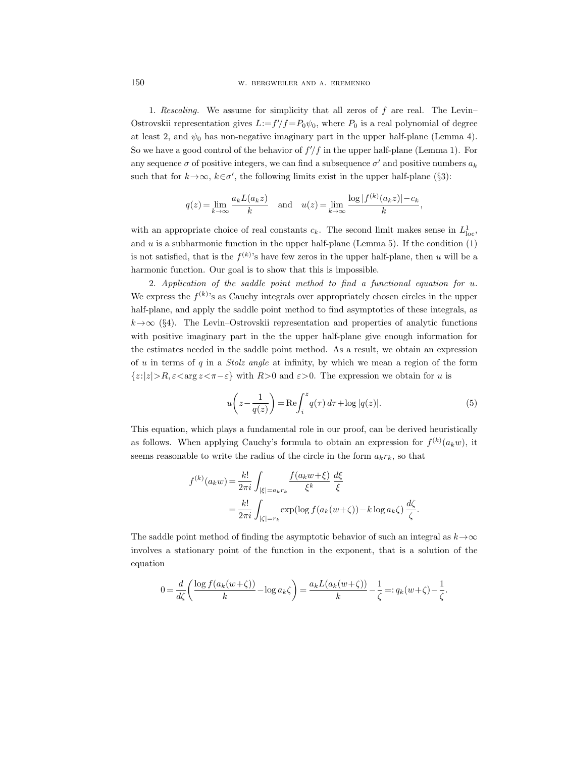1. *Rescaling.* We assume for simplicity that all zeros of $f$ are real. The Levin–Ostrovskii representation gives $L:=f'/f=P_0\psi_0$, where $P_0$ is a real polynomial of degree at least 2, and $\psi_0$ has non-negative imaginary part in the upper half-plane (Lemma 4). So we have a good control of the behavior of $f'/f$ in the upper half-plane (Lemma 1). For any sequence $\sigma$ of positive integers, we can find a subsequence $\sigma'$ and positive numbers $a_k$ such that for $k\to\infty$, $k\in\sigma'$, the following limits exist in the upper half-plane (§3):

$$q(z)=\lim_{k\to\infty}\frac{a_kL(a_kz)}{k} \quad \text{and} \quad u(z)=\lim_{k\to\infty}\frac{\log|f^{(k)}(a_kz)|-c_k}{k},$$

with an appropriate choice of real constants $c_k$. The second limit makes sense in $L^1_{\text{loc}}$, and $u$ is a subharmonic function in the upper half-plane (Lemma 5). If the condition (1) is not satisfied, that is the $f^{(k)}$'s have few zeros in the upper half-plane, then $u$ will be a harmonic function. Our goal is to show that this is impossible.

2. *Application of the saddle point method to find a functional equation for $u$.* We express the $f^{(k)}$'s as Cauchy integrals over appropriately chosen circles in the upper half-plane, and apply the saddle point method to find asymptotics of these integrals, as $k\to\infty$ (§4). The Levin–Ostrovskii representation and properties of analytic functions with positive imaginary part in the the upper half-plane give enough information for the estimates needed in the saddle point method. As a result, we obtain an expression of $u$ in terms of $q$ in a *Stolz angle* at infinity, by which we mean a region of the form $\{z:|z|>R, \varepsilon<\arg z<\pi-\varepsilon\}$ with $R>0$ and $\varepsilon>0$. The expression we obtain for $u$ is

$$u\left(z-\frac{1}{q(z)}\right)=\operatorname{Re}\int_i^z q(\tau)\,d\tau+\log|q(z)|. \tag{5}$$

This equation, which plays a fundamental role in our proof, can be derived heuristically as follows. When applying Cauchy's formula to obtain an expression for $f^{(k)}(a_kw)$, it seems reasonable to write the radius of the circle in the form $a_kr_k$, so that

$$\begin{aligned}
f^{(k)}(a_kw)&=\frac{k!}{2\pi i}\int_{|\xi|=a_kr_k}\frac{f(a_kw+\xi)}{\xi^k}\,\frac{d\xi}{\xi}\\
&=\frac{k!}{2\pi i}\int_{|\zeta|=r_k}\exp(\log f(a_k(w+\zeta))-k\log a_k\zeta)\,\frac{d\zeta}{\zeta}.
\end{aligned}$$

The saddle point method of finding the asymptotic behavior of such an integral as $k\to\infty$ involves a stationary point of the function in the exponent, that is a solution of the equation

$$0=\frac{d}{d\zeta}\left(\frac{\log f(a_k(w+\zeta))}{k}-\log a_k\zeta\right)=\frac{a_kL(a_k(w+\zeta))}{k}-\frac{1}{\zeta}=:q_k(w+\zeta)-\frac{1}{\zeta}.$$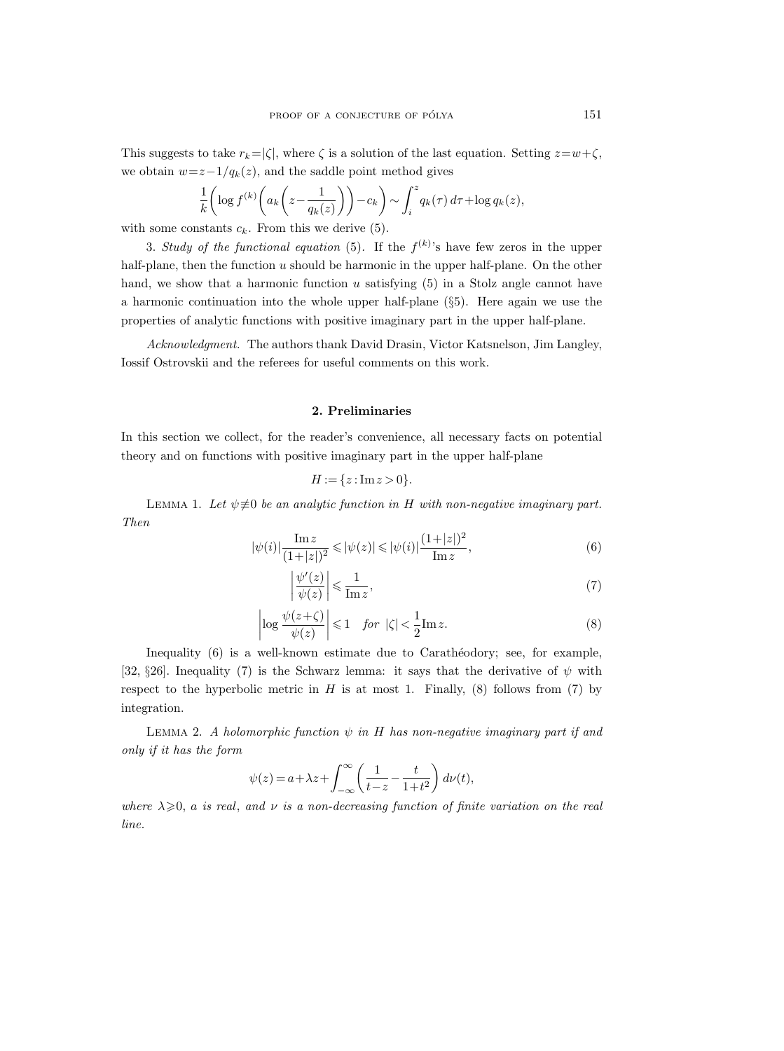This suggests to take $r_k=|\zeta|$, where $\zeta$ is a solution of the last equation. Setting $z=w+\zeta$, we obtain $w=z-1/q_k(z)$, and the saddle point method gives

$$\frac{1}{k}\left(\log f^{(k)}\left(a_k\left(z-\frac{1}{q_k(z)}\right)\right)-c_k\right)\sim\int_i^z q_k(\tau)\,d\tau+\log q_k(z),$$

with some constants $c_k$. From this we derive (5).

3. *Study of the functional equation* (5). If the $f^{(k)}$'s have few zeros in the upper half-plane, then the function $u$ should be harmonic in the upper half-plane. On the other hand, we show that a harmonic function $u$ satisfying (5) in a Stolz angle cannot have a harmonic continuation into the whole upper half-plane (§5). Here again we use the properties of analytic functions with positive imaginary part in the upper half-plane.

*Acknowledgment.* The authors thank David Drasin, Victor Katsnelson, Jim Langley, Iossif Ostrovskii and the referees for useful comments on this work.

## 2. Preliminaries

In this section we collect, for the reader's convenience, all necessary facts on potential theory and on functions with positive imaginary part in the upper half-plane

$$H:=\{z:\operatorname{Im} z>0\}.$$

Lemma 1. *Let $\psi\not\equiv 0$ be an analytic function in $H$ with non-negative imaginary part. Then*

$$|\psi(i)|\frac{\operatorname{Im} z}{(1+|z|)^2}\leqslant|\psi(z)|\leqslant|\psi(i)|\frac{(1+|z|)^2}{\operatorname{Im} z},\tag{6}$$

$$\left|\frac{\psi'(z)}{\psi(z)}\right|\leqslant\frac{1}{\operatorname{Im} z},\tag{7}$$

$$\left|\log\frac{\psi(z+\zeta)}{\psi(z)}\right|\leqslant 1\quad\textit{for}\ |\zeta|<\frac{1}{2}\operatorname{Im} z.\tag{8}$$

Inequality (6) is a well-known estimate due to Carathéodory; see, for example, [32, §26]. Inequality (7) is the Schwarz lemma: it says that the derivative of $\psi$ with respect to the hyperbolic metric in $H$ is at most 1. Finally, (8) follows from (7) by integration.

Lemma 2. *A holomorphic function $\psi$ in $H$ has non-negative imaginary part if and only if it has the form*

$$\psi(z)=a+\lambda z+\int_{-\infty}^{\infty}\left(\frac{1}{t-z}-\frac{t}{1+t^2}\right)d\nu(t),$$

*where $\lambda\geqslant 0$, $a$ is real, and $\nu$ is a non-decreasing function of finite variation on the real line.*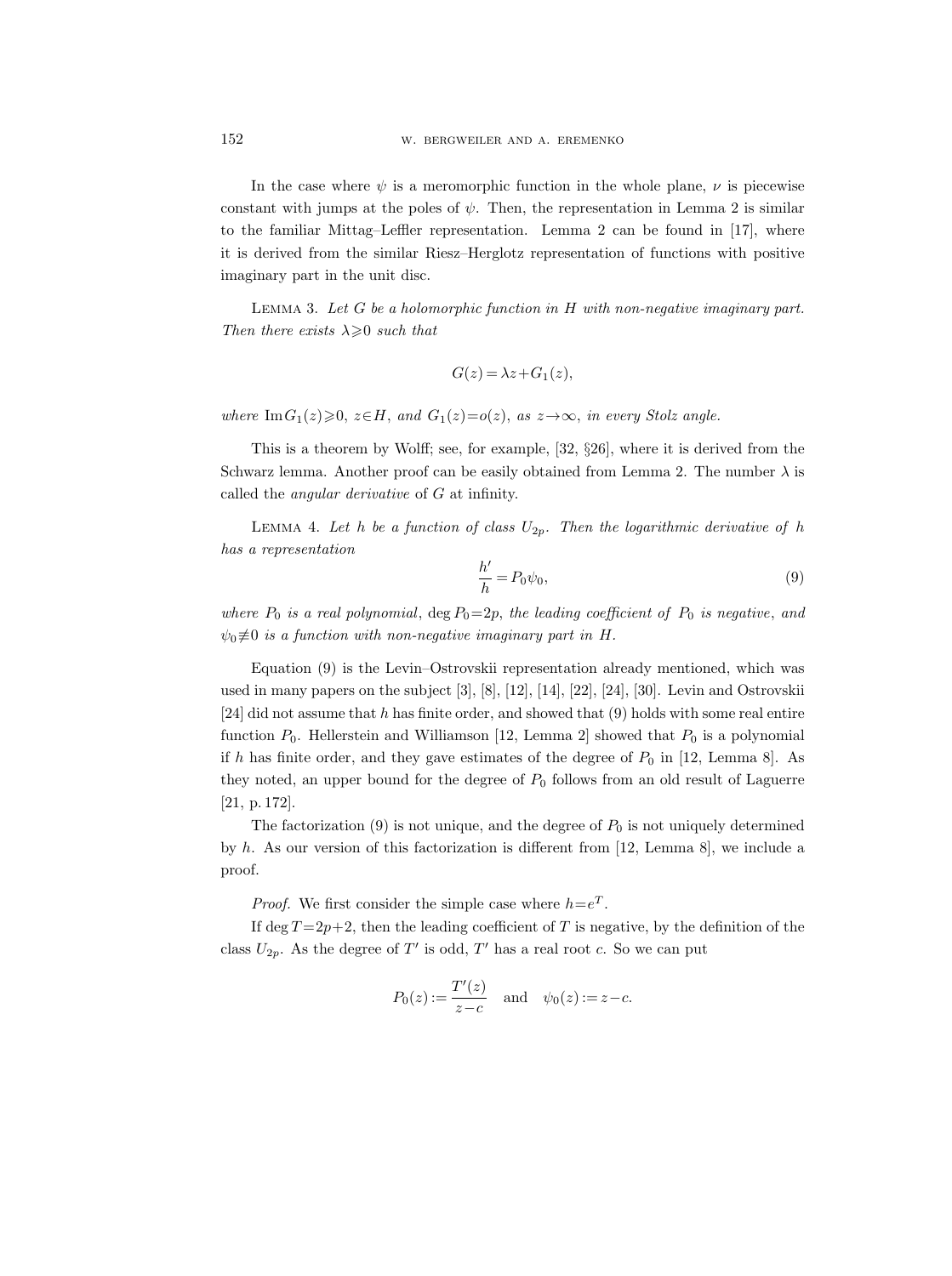In the case where $\psi$ is a meromorphic function in the whole plane, $\nu$ is piecewise constant with jumps at the poles of $\psi$. Then, the representation in Lemma 2 is similar to the familiar Mittag–Leffler representation. Lemma 2 can be found in [17], where it is derived from the similar Riesz–Herglotz representation of functions with positive imaginary part in the unit disc.

Lemma 3. *Let $G$ be a holomorphic function in $H$ with non-negative imaginary part. Then there exists $\lambda \geqslant 0$ such that*

$$G(z) = \lambda z + G_1(z),$$

*where $\operatorname{Im} G_1(z) \geqslant 0$, $z \in H$, and $G_1(z) = o(z)$, as $z \to \infty$, in every Stolz angle.*

This is a theorem by Wolff; see, for example, [32, §26], where it is derived from the Schwarz lemma. Another proof can be easily obtained from Lemma 2. The number $\lambda$ is called the *angular derivative* of $G$ at infinity.

Lemma 4. *Let $h$ be a function of class $U_{2p}$. Then the logarithmic derivative of $h$ has a representation*

$$\frac{h'}{h} = P_0 \psi_0, \tag{9}$$

*where $P_0$ is a real polynomial, $\deg P_0 = 2p$, the leading coefficient of $P_0$ is negative, and $\psi_0 \not\equiv 0$ is a function with non-negative imaginary part in $H$.*

Equation (9) is the Levin–Ostrovskii representation already mentioned, which was used in many papers on the subject [3], [8], [12], [14], [22], [24], [30]. Levin and Ostrovskii [24] did not assume that $h$ has finite order, and showed that (9) holds with some real entire function $P_0$. Hellerstein and Williamson [12, Lemma 2] showed that $P_0$ is a polynomial if $h$ has finite order, and they gave estimates of the degree of $P_0$ in [12, Lemma 8]. As they noted, an upper bound for the degree of $P_0$ follows from an old result of Laguerre [21, p. 172].

The factorization (9) is not unique, and the degree of $P_0$ is not uniquely determined by $h$. As our version of this factorization is different from [12, Lemma 8], we include a proof.

*Proof.* We first consider the simple case where $h = e^T$.

If $\deg T = 2p+2$, then the leading coefficient of $T$ is negative, by the definition of the class $U_{2p}$. As the degree of $T'$ is odd, $T'$ has a real root $c$. So we can put

$$P_0(z) := \frac{T'(z)}{z-c} \quad \text{and} \quad \psi_0(z) := z - c.$$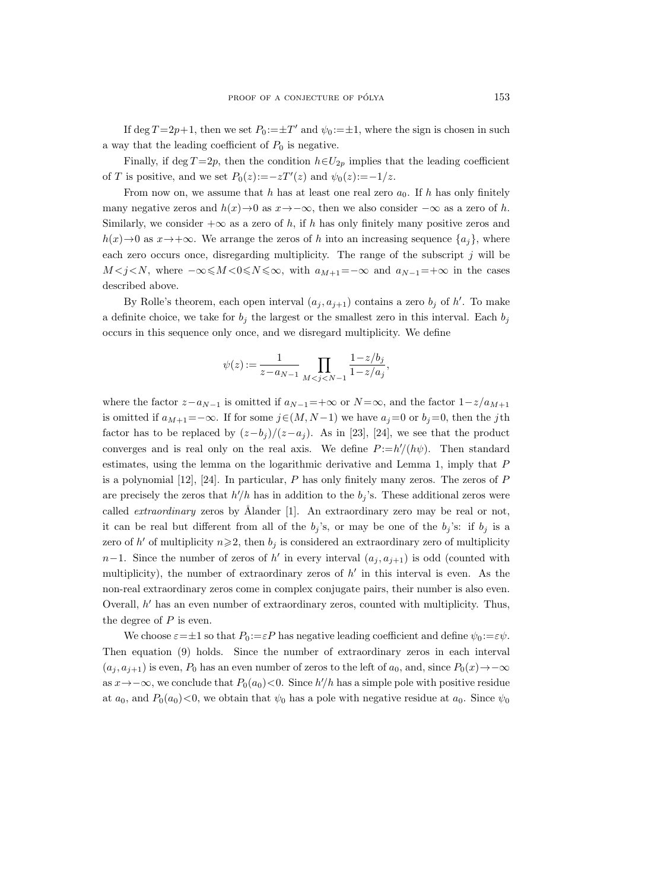If $\deg T = 2p+1$, then we set $P_0 := \pm T'$ and $\psi_0 := \pm 1$, where the sign is chosen in such a way that the leading coefficient of $P_0$ is negative.

Finally, if $\deg T = 2p$, then the condition $h \in U_{2p}$ implies that the leading coefficient of $T$ is positive, and we set $P_0(z) := -zT'(z)$ and $\psi_0(z) := -1/z$.

From now on, we assume that $h$ has at least one real zero $a_0$. If $h$ has only finitely many negative zeros and $h(x) \to 0$ as $x \to -\infty$, then we also consider $-\infty$ as a zero of $h$. Similarly, we consider $+\infty$ as a zero of $h$, if $h$ has only finitely many positive zeros and $h(x) \to 0$ as $x \to +\infty$. We arrange the zeros of $h$ into an increasing sequence $\{a_j\}$, where each zero occurs once, disregarding multiplicity. The range of the subscript $j$ will be $M < j < N$, where $-\infty \leqslant M < 0 \leqslant N \leqslant \infty$, with $a_{M+1} = -\infty$ and $a_{N-1} = +\infty$ in the cases described above.

By Rolle's theorem, each open interval $(a_j, a_{j+1})$ contains a zero $b_j$ of $h'$. To make a definite choice, we take for $b_j$ the largest or the smallest zero in this interval. Each $b_j$ occurs in this sequence only once, and we disregard multiplicity. We define

$$\psi(z) := \frac{1}{z - a_{N-1}} \prod_{M < j < N-1} \frac{1 - z/b_j}{1 - z/a_j},$$

where the factor $z - a_{N-1}$ is omitted if $a_{N-1} = +\infty$ or $N = \infty$, and the factor $1 - z/a_{M+1}$ is omitted if $a_{M+1} = -\infty$. If for some $j \in (M, N-1)$ we have $a_j = 0$ or $b_j = 0$, then the $j$th factor has to be replaced by $(z - b_j)/(z - a_j)$. As in [23], [24], we see that the product converges and is real only on the real axis. We define $P := h'/(h\psi)$. Then standard estimates, using the lemma on the logarithmic derivative and Lemma 1, imply that $P$ is a polynomial [12], [24]. In particular, $P$ has only finitely many zeros. The zeros of $P$ are precisely the zeros that $h'/h$ has in addition to the $b_j$'s. These additional zeros were called *extraordinary* zeros by Ålander [1]. An extraordinary zero may be real or not, it can be real but different from all of the $b_j$'s, or may be one of the $b_j$'s: if $b_j$ is a zero of $h'$ of multiplicity $n \geqslant 2$, then $b_j$ is considered an extraordinary zero of multiplicity $n-1$. Since the number of zeros of $h'$ in every interval $(a_j, a_{j+1})$ is odd (counted with multiplicity), the number of extraordinary zeros of $h'$ in this interval is even. As the non-real extraordinary zeros come in complex conjugate pairs, their number is also even. Overall, $h'$ has an even number of extraordinary zeros, counted with multiplicity. Thus, the degree of $P$ is even.

We choose $\varepsilon = \pm 1$ so that $P_0 := \varepsilon P$ has negative leading coefficient and define $\psi_0 := \varepsilon \psi$. Then equation (9) holds. Since the number of extraordinary zeros in each interval $(a_j, a_{j+1})$ is even, $P_0$ has an even number of zeros to the left of $a_0$, and, since $P_0(x) \to -\infty$ as $x \to -\infty$, we conclude that $P_0(a_0) < 0$. Since $h'/h$ has a simple pole with positive residue at $a_0$, and $P_0(a_0) < 0$, we obtain that $\psi_0$ has a pole with negative residue at $a_0$. Since $\psi_0$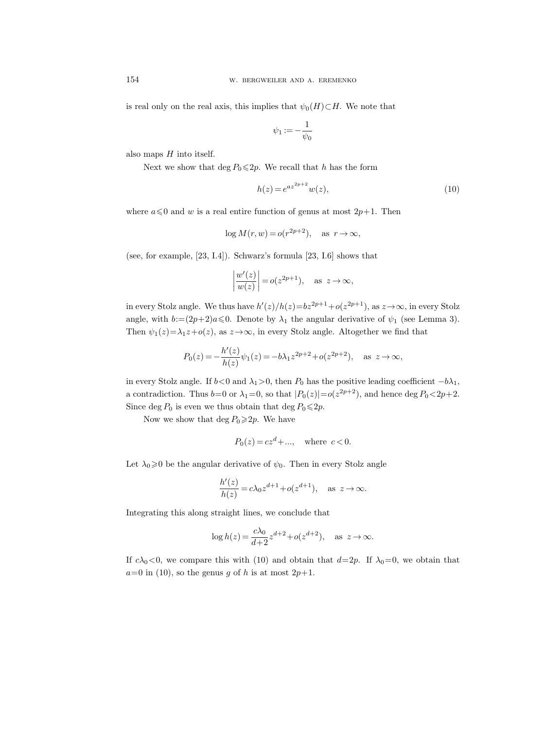is real only on the real axis, this implies that $\psi_0(H)\subset H$. We note that

$$\psi_1 := -\frac{1}{\psi_0}$$

also maps $H$ into itself.

Next we show that $\deg P_0 \leqslant 2p$. We recall that $h$ has the form

$$h(z) = e^{az^{2p+2}} w(z), \tag{10}$$

where $a\leqslant 0$ and $w$ is a real entire function of genus at most $2p+1$. Then

$$\log M(r,w) = o(r^{2p+2}), \quad \text{as } r\to\infty,$$

(see, for example, [23, I.4]). Schwarz's formula [23, I.6] shows that

$$\left|\frac{w'(z)}{w(z)}\right| = o(z^{2p+1}), \quad \text{as } z\to\infty,$$

in every Stolz angle. We thus have $h'(z)/h(z) = bz^{2p+1}+o(z^{2p+1})$, as $z\to\infty$, in every Stolz angle, with $b:=(2p+2)a\leqslant 0$. Denote by $\lambda_1$ the angular derivative of $\psi_1$ (see Lemma 3). Then $\psi_1(z)=\lambda_1 z+o(z)$, as $z\to\infty$, in every Stolz angle. Altogether we find that

$$P_0(z) = -\frac{h'(z)}{h(z)}\psi_1(z) = -b\lambda_1 z^{2p+2}+o(z^{2p+2}), \quad \text{as } z\to\infty,$$

in every Stolz angle. If $b<0$ and $\lambda_1>0$, then $P_0$ has the positive leading coefficient $-b\lambda_1$, a contradiction. Thus $b=0$ or $\lambda_1=0$, so that $|P_0(z)|=o(z^{2p+2})$, and hence $\deg P_0<2p+2$. Since $\deg P_0$ is even we thus obtain that $\deg P_0\leqslant 2p$.

Now we show that $\deg P_0\geqslant 2p$. We have

$$P_0(z) = cz^d+\ldots, \quad \text{where } c<0.$$

Let $\lambda_0\geqslant 0$ be the angular derivative of $\psi_0$. Then in every Stolz angle

$$\frac{h'(z)}{h(z)} = c\lambda_0 z^{d+1}+o(z^{d+1}), \quad \text{as } z\to\infty.$$

Integrating this along straight lines, we conclude that

$$\log h(z) = \frac{c\lambda_0}{d+2}z^{d+2}+o(z^{d+2}), \quad \text{as } z\to\infty.$$

If $c\lambda_0<0$, we compare this with (10) and obtain that $d=2p$. If $\lambda_0=0$, we obtain that $a=0$ in (10), so the genus $g$ of $h$ is at most $2p+1$.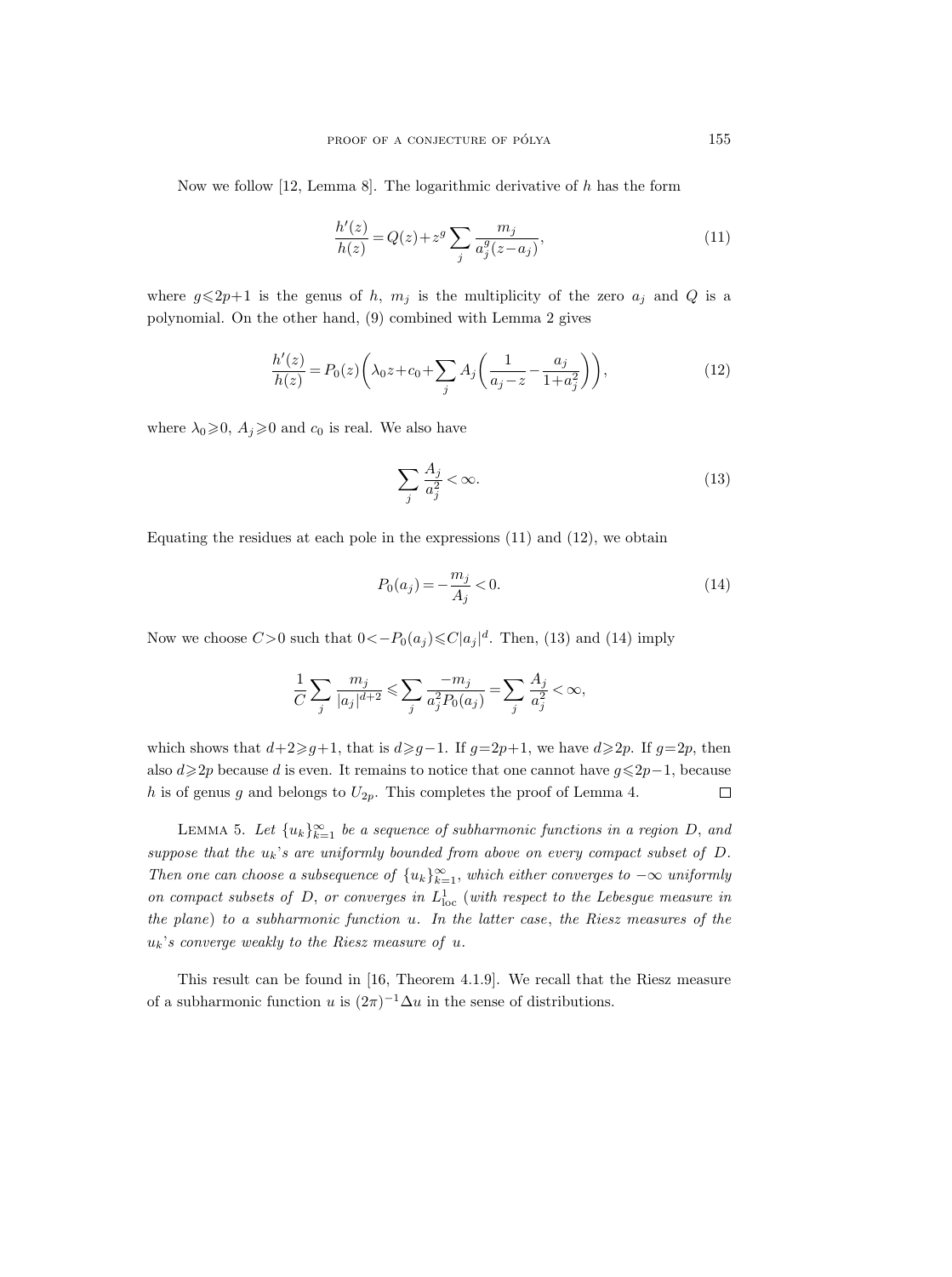Now we follow [12, Lemma 8]. The logarithmic derivative of $h$ has the form

$$\frac{h'(z)}{h(z)} = Q(z) + z^g \sum_j \frac{m_j}{a_j^g (z - a_j)}, \tag{11}$$

where $g \leqslant 2p+1$ is the genus of $h$, $m_j$ is the multiplicity of the zero $a_j$ and $Q$ is a polynomial. On the other hand, (9) combined with Lemma 2 gives

$$\frac{h'(z)}{h(z)} = P_0(z)\left(\lambda_0 z + c_0 + \sum_j A_j \left(\frac{1}{a_j - z} - \frac{a_j}{1+a_j^2}\right)\right), \tag{12}$$

where $\lambda_0 \geqslant 0$, $A_j \geqslant 0$ and $c_0$ is real. We also have

$$\sum_j \frac{A_j}{a_j^2} < \infty. \tag{13}$$

Equating the residues at each pole in the expressions (11) and (12), we obtain

$$P_0(a_j) = -\frac{m_j}{A_j} < 0. \tag{14}$$

Now we choose $C > 0$ such that $0 < -P_0(a_j) \leqslant C|a_j|^d$. Then, (13) and (14) imply

$$\frac{1}{C} \sum_j \frac{m_j}{|a_j|^{d+2}} \leqslant \sum_j \frac{-m_j}{a_j^2 P_0(a_j)} = \sum_j \frac{A_j}{a_j^2} < \infty,$$

which shows that $d+2 \geqslant g+1$, that is $d \geqslant g-1$. If $g = 2p+1$, we have $d \geqslant 2p$. If $g = 2p$, then also $d \geqslant 2p$ because $d$ is even. It remains to notice that one cannot have $g \leqslant 2p-1$, because $h$ is of genus $g$ and belongs to $U_{2p}$. This completes the proof of Lemma 4. □

Lemma 5. *Let $\{u_k\}_{k=1}^{\infty}$ be a sequence of subharmonic functions in a region $D$, and suppose that the $u_k$'s are uniformly bounded from above on every compact subset of $D$. Then one can choose a subsequence of $\{u_k\}_{k=1}^{\infty}$, which either converges to $-\infty$ uniformly on compact subsets of $D$, or converges in $L^1_{\text{loc}}$ (with respect to the Lebesgue measure in the plane) to a subharmonic function $u$. In the latter case, the Riesz measures of the $u_k$'s converge weakly to the Riesz measure of $u$.*

This result can be found in [16, Theorem 4.1.9]. We recall that the Riesz measure of a subharmonic function $u$ is $(2\pi)^{-1}\Delta u$ in the sense of distributions.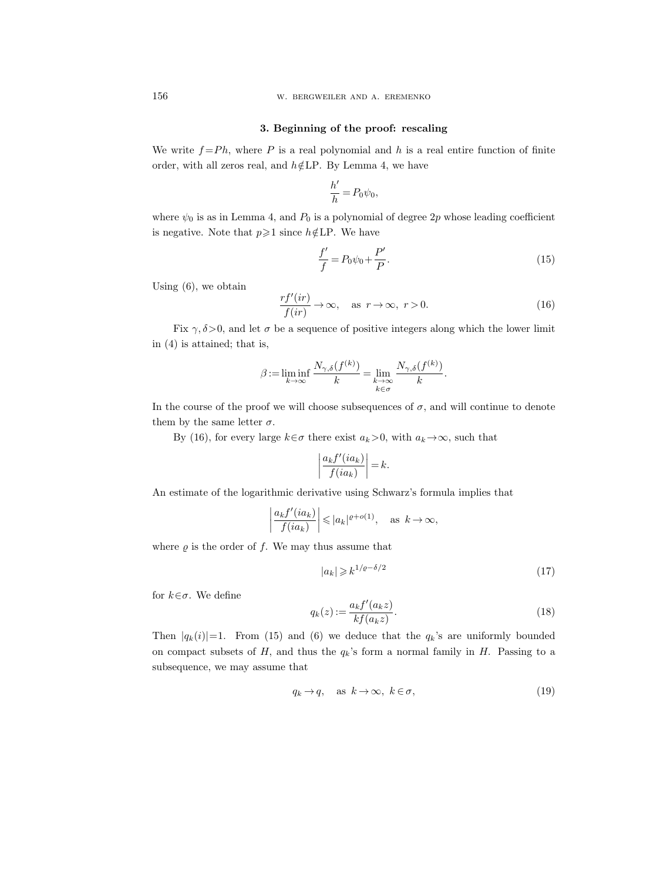## 3. Beginning of the proof: rescaling

We write $f=Ph$, where $P$ is a real polynomial and $h$ is a real entire function of finite order, with all zeros real, and $h\notin\text{LP}$. By Lemma 4, we have

$$\frac{h'}{h}=P_0\psi_0,$$

where $\psi_0$ is as in Lemma 4, and $P_0$ is a polynomial of degree $2p$ whose leading coefficient is negative. Note that $p\geqslant 1$ since $h\notin\text{LP}$. We have

$$\frac{f'}{f}=P_0\psi_0+\frac{P'}{P}. \tag{15}$$

Using (6), we obtain

$$\frac{rf'(ir)}{f(ir)}\to\infty, \quad \text{as } r\to\infty,\ r>0. \tag{16}$$

Fix $\gamma,\delta>0$, and let $\sigma$ be a sequence of positive integers along which the lower limit in (4) is attained; that is,

$$\beta:=\liminf_{k\to\infty}\frac{N_{\gamma,\delta}(f^{(k)})}{k}=\lim_{\substack{k\to\infty\\ k\in\sigma}}\frac{N_{\gamma,\delta}(f^{(k)})}{k}.$$

In the course of the proof we will choose subsequences of $\sigma$, and will continue to denote them by the same letter $\sigma$.

By (16), for every large $k\in\sigma$ there exist $a_k>0$, with $a_k\to\infty$, such that

$$\left|\frac{a_kf'(ia_k)}{f(ia_k)}\right|=k.$$

An estimate of the logarithmic derivative using Schwarz's formula implies that

$$\left|\frac{a_kf'(ia_k)}{f(ia_k)}\right|\leqslant |a_k|^{\varrho+o(1)}, \quad \text{as } k\to\infty,$$

where $\varrho$ is the order of $f$. We may thus assume that

$$|a_k|\geqslant k^{1/\varrho-\delta/2} \tag{17}$$

for $k\in\sigma$. We define

$$q_k(z):=\frac{a_kf'(a_kz)}{kf(a_kz)}. \tag{18}$$

Then $|q_k(i)|=1$. From (15) and (6) we deduce that the $q_k$'s are uniformly bounded on compact subsets of $H$, and thus the $q_k$'s form a normal family in $H$. Passing to a subsequence, we may assume that

$$q_k\to q, \quad \text{as } k\to\infty,\ k\in\sigma, \tag{19}$$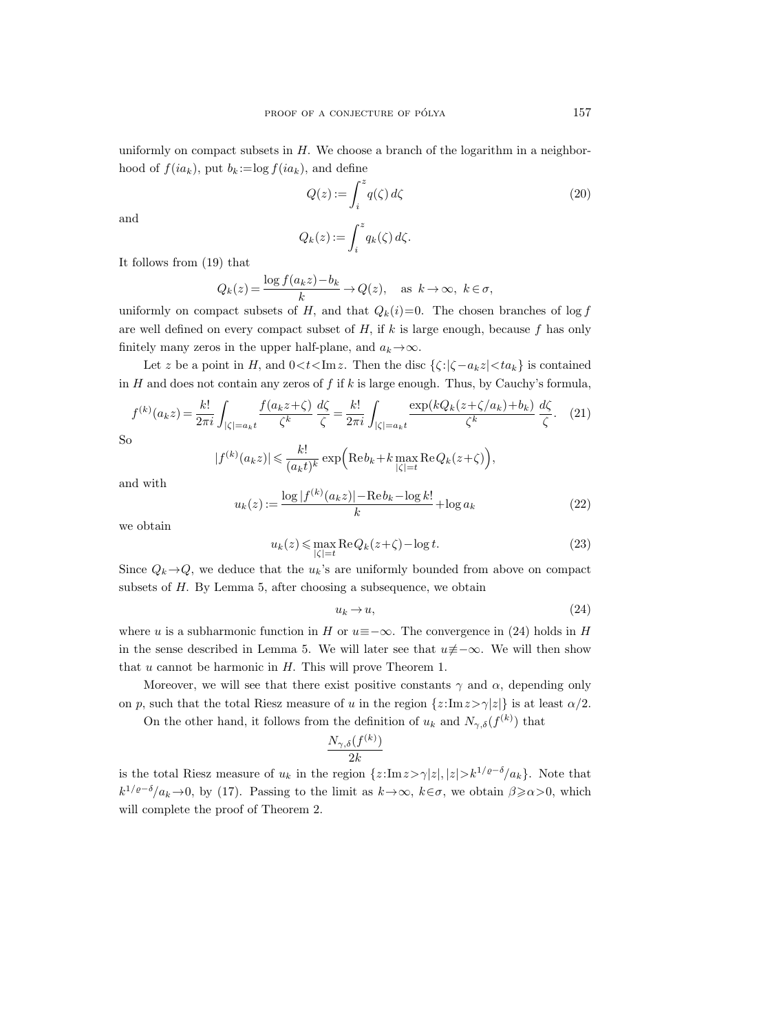uniformly on compact subsets in $H$. We choose a branch of the logarithm in a neighborhood of $f(ia_k)$, put $b_k := \log f(ia_k)$, and define

$$Q(z) := \int_i^z q(\zeta)\, d\zeta \tag{20}$$

and

$$Q_k(z) := \int_i^z q_k(\zeta)\, d\zeta.$$

It follows from (19) that

$$Q_k(z) = \frac{\log f(a_k z) - b_k}{k} \to Q(z), \quad \text{as } k \to \infty,\ k \in \sigma,$$

uniformly on compact subsets of $H$, and that $Q_k(i) = 0$. The chosen branches of $\log f$ are well defined on every compact subset of $H$, if $k$ is large enough, because $f$ has only finitely many zeros in the upper half-plane, and $a_k \to \infty$.

Let $z$ be a point in $H$, and $0 < t < \operatorname{Im} z$. Then the disc $\{\zeta : |\zeta - a_k z| < t a_k\}$ is contained in $H$ and does not contain any zeros of $f$ if $k$ is large enough. Thus, by Cauchy's formula,

$$f^{(k)}(a_k z) = \frac{k!}{2\pi i} \int_{|\zeta| = a_k t} \frac{f(a_k z + \zeta)}{\zeta^k} \frac{d\zeta}{\zeta} = \frac{k!}{2\pi i} \int_{|\zeta| = a_k t} \frac{\exp(k Q_k(z + \zeta / a_k) + b_k)}{\zeta^k} \frac{d\zeta}{\zeta}. \tag{21}$$

So

$$|f^{(k)}(a_k z)| \leqslant \frac{k!}{(a_k t)^k} \exp\Big( \operatorname{Re} b_k + k \max_{|\zeta| = t} \operatorname{Re} Q_k(z + \zeta) \Big),$$

and with

$$u_k(z) := \frac{\log |f^{(k)}(a_k z)| - \operatorname{Re} b_k - \log k!}{k} + \log a_k \tag{22}$$

we obtain

$$u_k(z) \leqslant \max_{|\zeta| = t} \operatorname{Re} Q_k(z + \zeta) - \log t. \tag{23}$$

Since $Q_k \to Q$, we deduce that the $u_k$'s are uniformly bounded from above on compact subsets of $H$. By Lemma 5, after choosing a subsequence, we obtain

$$u_k \to u, \tag{24}$$

where $u$ is a subharmonic function in $H$ or $u \equiv -\infty$. The convergence in (24) holds in $H$ in the sense described in Lemma 5. We will later see that $u \not\equiv -\infty$. We will then show that $u$ cannot be harmonic in $H$. This will prove Theorem 1.

Moreover, we will see that there exist positive constants $\gamma$ and $\alpha$, depending only on $p$, such that the total Riesz measure of $u$ in the region $\{z : \operatorname{Im} z > \gamma |z|\}$ is at least $\alpha/2$.

On the other hand, it follows from the definition of $u_k$ and $N_{\gamma,\delta}(f^{(k)})$ that

$$\frac{N_{\gamma,\delta}(f^{(k)})}{2k}$$

is the total Riesz measure of $u_k$ in the region $\{z : \operatorname{Im} z > \gamma |z|, |z| > k^{1/\varrho - \delta} / a_k\}$. Note that $k^{1/\varrho - \delta} / a_k \to 0$, by (17). Passing to the limit as $k \to \infty$, $k \in \sigma$, we obtain $\beta \geqslant \alpha > 0$, which will complete the proof of Theorem 2.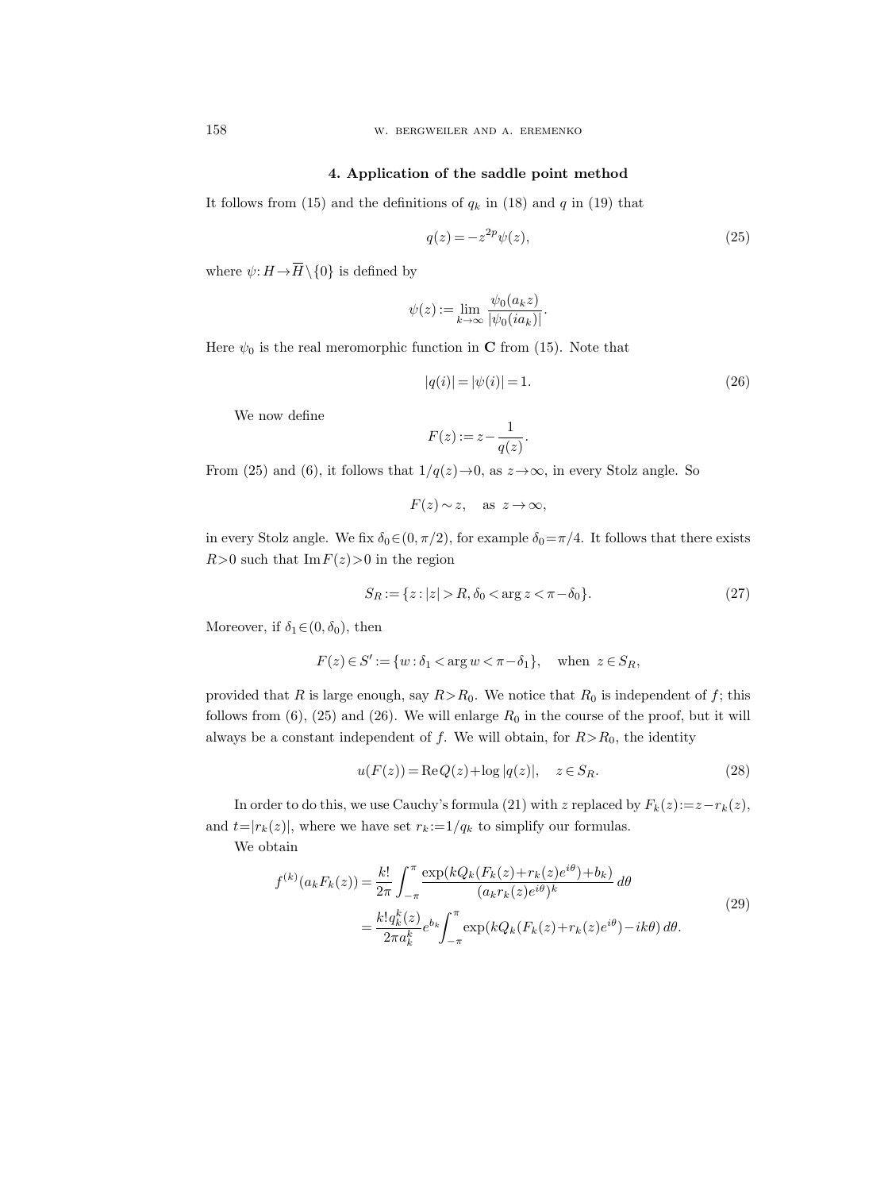## 4. Application of the saddle point method

It follows from (15) and the definitions of $q_k$ in (18) and $q$ in (19) that

$$q(z) = -z^{2p}\psi(z), \tag{25}$$

where $\psi: H \to \overline{H}\setminus\{0\}$ is defined by

$$\psi(z) := \lim_{k\to\infty} \frac{\psi_0(a_k z)}{|\psi_0(ia_k)|}.$$

Here $\psi_0$ is the real meromorphic function in $\mathbf{C}$ from (15). Note that

$$|q(i)| = |\psi(i)| = 1. \tag{26}$$

We now define

$$F(z) := z - \frac{1}{q(z)}.$$

From (25) and (6), it follows that $1/q(z) \to 0$, as $z \to \infty$, in every Stolz angle. So

$$F(z) \sim z, \quad \text{as } z \to \infty,$$

in every Stolz angle. We fix $\delta_0 \in (0, \pi/2)$, for example $\delta_0 = \pi/4$. It follows that there exists $R > 0$ such that $\operatorname{Im} F(z) > 0$ in the region

$$S_R := \{z : |z| > R, \delta_0 < \arg z < \pi - \delta_0\}. \tag{27}$$

Moreover, if $\delta_1 \in (0, \delta_0)$, then

$$F(z) \in S' := \{w : \delta_1 < \arg w < \pi - \delta_1\}, \quad \text{when } z \in S_R,$$

provided that $R$ is large enough, say $R > R_0$. We notice that $R_0$ is independent of $f$; this follows from (6), (25) and (26). We will enlarge $R_0$ in the course of the proof, but it will always be a constant independent of $f$. We will obtain, for $R > R_0$, the identity

$$u(F(z)) = \operatorname{Re} Q(z) + \log|q(z)|, \quad z \in S_R. \tag{28}$$

In order to do this, we use Cauchy's formula (21) with $z$ replaced by $F_k(z) := z - r_k(z)$, and $t = |r_k(z)|$, where we have set $r_k := 1/q_k$ to simplify our formulas.

We obtain

$$\begin{aligned} f^{(k)}(a_k F_k(z)) &= \frac{k!}{2\pi} \int_{-\pi}^{\pi} \frac{\exp(kQ_k(F_k(z) + r_k(z)e^{i\theta}) + b_k)}{(a_k r_k(z) e^{i\theta})^k}\, d\theta \\ &= \frac{k!\, q_k^k(z)}{2\pi a_k^k} e^{b_k} \int_{-\pi}^{\pi} \exp(kQ_k(F_k(z) + r_k(z)e^{i\theta}) - ik\theta)\, d\theta. \end{aligned} \tag{29}$$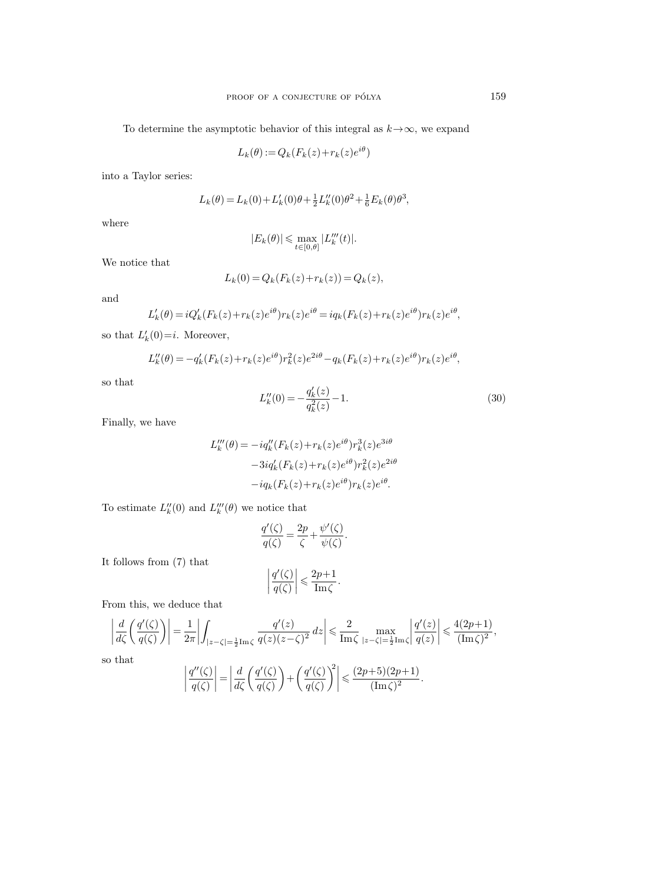To determine the asymptotic behavior of this integral as $k\to\infty$, we expand

$$L_k(\theta) := Q_k(F_k(z)+r_k(z)e^{i\theta})$$

into a Taylor series:

$$L_k(\theta) = L_k(0)+L_k'(0)\theta+\tfrac{1}{2}L_k''(0)\theta^2+\tfrac{1}{6}E_k(\theta)\theta^3,$$

where

$$|E_k(\theta)| \leqslant \max_{t\in[0,\theta]} |L_k'''(t)|.$$

We notice that

$$L_k(0) = Q_k(F_k(z)+r_k(z)) = Q_k(z),$$

and

$$L_k'(\theta) = iQ_k'(F_k(z)+r_k(z)e^{i\theta})r_k(z)e^{i\theta} = iq_k(F_k(z)+r_k(z)e^{i\theta})r_k(z)e^{i\theta},$$

so that $L_k'(0)=i$. Moreover,

$$L_k''(\theta) = -q_k'(F_k(z)+r_k(z)e^{i\theta})r_k^2(z)e^{2i\theta}-q_k(F_k(z)+r_k(z)e^{i\theta})r_k(z)e^{i\theta},$$

so that

$$L_k''(0) = -\frac{q_k'(z)}{q_k^2(z)}-1. \tag{30}$$

Finally, we have

$$\begin{aligned}
L_k'''(\theta) = &-iq_k''(F_k(z)+r_k(z)e^{i\theta})r_k^3(z)e^{3i\theta}\\
&-3iq_k'(F_k(z)+r_k(z)e^{i\theta})r_k^2(z)e^{2i\theta}\\
&-iq_k(F_k(z)+r_k(z)e^{i\theta})r_k(z)e^{i\theta}.
\end{aligned}$$

To estimate $L_k''(0)$ and $L_k'''(\theta)$ we notice that

$$\frac{q'(\zeta)}{q(\zeta)} = \frac{2p}{\zeta}+\frac{\psi'(\zeta)}{\psi(\zeta)}.$$

It follows from (7) that

$$\left|\frac{q'(\zeta)}{q(\zeta)}\right| \leqslant \frac{2p+1}{\operatorname{Im}\zeta}.$$

From this, we deduce that

$$\left|\frac{d}{d\zeta}\left(\frac{q'(\zeta)}{q(\zeta)}\right)\right| = \frac{1}{2\pi}\left|\int_{|z-\zeta|=\frac{1}{2}\operatorname{Im}\zeta} \frac{q'(z)}{q(z)(z-\zeta)^2}\,dz\right| \leqslant \frac{2}{\operatorname{Im}\zeta}\max_{|z-\zeta|=\frac{1}{2}\operatorname{Im}\zeta}\left|\frac{q'(z)}{q(z)}\right| \leqslant \frac{4(2p+1)}{(\operatorname{Im}\zeta)^2},$$

so that

$$\left|\frac{q''(\zeta)}{q(\zeta)}\right| = \left|\frac{d}{d\zeta}\left(\frac{q'(\zeta)}{q(\zeta)}\right)+\left(\frac{q'(\zeta)}{q(\zeta)}\right)^2\right| \leqslant \frac{(2p+5)(2p+1)}{(\operatorname{Im}\zeta)^2}.$$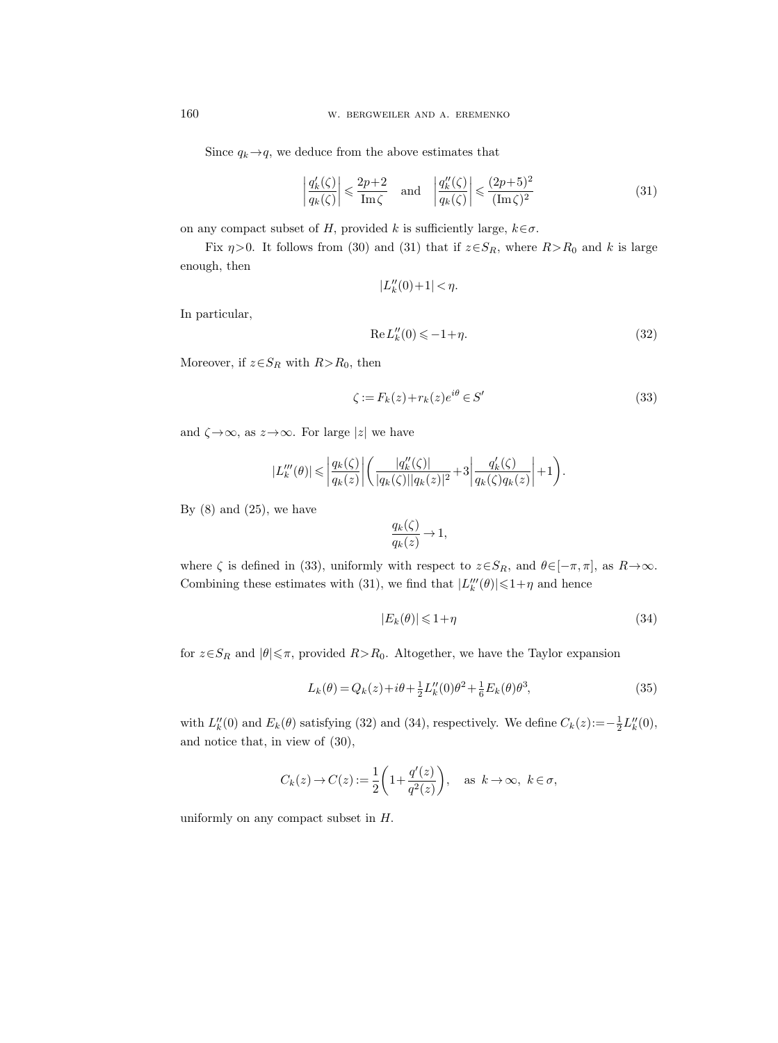Since $q_k \to q$, we deduce from the above estimates that

$$\left|\frac{q_k'(\zeta)}{q_k(\zeta)}\right| \leqslant \frac{2p+2}{\operatorname{Im}\zeta} \quad \text{and} \quad \left|\frac{q_k''(\zeta)}{q_k(\zeta)}\right| \leqslant \frac{(2p+5)^2}{(\operatorname{Im}\zeta)^2} \tag{31}$$

on any compact subset of $H$, provided $k$ is sufficiently large, $k \in \sigma$.

Fix $\eta > 0$. It follows from (30) and (31) that if $z \in S_R$, where $R > R_0$ and $k$ is large enough, then

$$|L_k''(0)+1| < \eta.$$

In particular,

$$\operatorname{Re} L_k''(0) \leqslant -1+\eta. \tag{32}$$

Moreover, if $z \in S_R$ with $R > R_0$, then

$$\zeta := F_k(z) + r_k(z)e^{i\theta} \in S' \tag{33}$$

and $\zeta \to \infty$, as $z \to \infty$. For large $|z|$ we have

$$|L_k'''(\theta)| \leqslant \left|\frac{q_k(\zeta)}{q_k(z)}\right| \left( \frac{|q_k''(\zeta)|}{|q_k(\zeta)||q_k(z)|^2} + 3\left|\frac{q_k'(\zeta)}{q_k(\zeta)q_k(z)}\right| + 1 \right).$$

By (8) and (25), we have

$$\frac{q_k(\zeta)}{q_k(z)} \to 1,$$

where $\zeta$ is defined in (33), uniformly with respect to $z \in S_R$, and $\theta \in [-\pi, \pi]$, as $R \to \infty$. Combining these estimates with (31), we find that $|L_k'''(\theta)| \leqslant 1+\eta$ and hence

$$|E_k(\theta)| \leqslant 1+\eta \tag{34}$$

for $z \in S_R$ and $|\theta| \leqslant \pi$, provided $R > R_0$. Altogether, we have the Taylor expansion

$$L_k(\theta) = Q_k(z) + i\theta + \tfrac{1}{2}L_k''(0)\theta^2 + \tfrac{1}{6}E_k(\theta)\theta^3, \tag{35}$$

with $L_k''(0)$ and $E_k(\theta)$ satisfying (32) and (34), respectively. We define $C_k(z) := -\frac{1}{2}L_k''(0)$, and notice that, in view of (30),

$$C_k(z) \to C(z) := \frac{1}{2}\left(1 + \frac{q'(z)}{q^2(z)}\right), \quad \text{as } k \to \infty, \ k \in \sigma,$$

uniformly on any compact subset in $H$.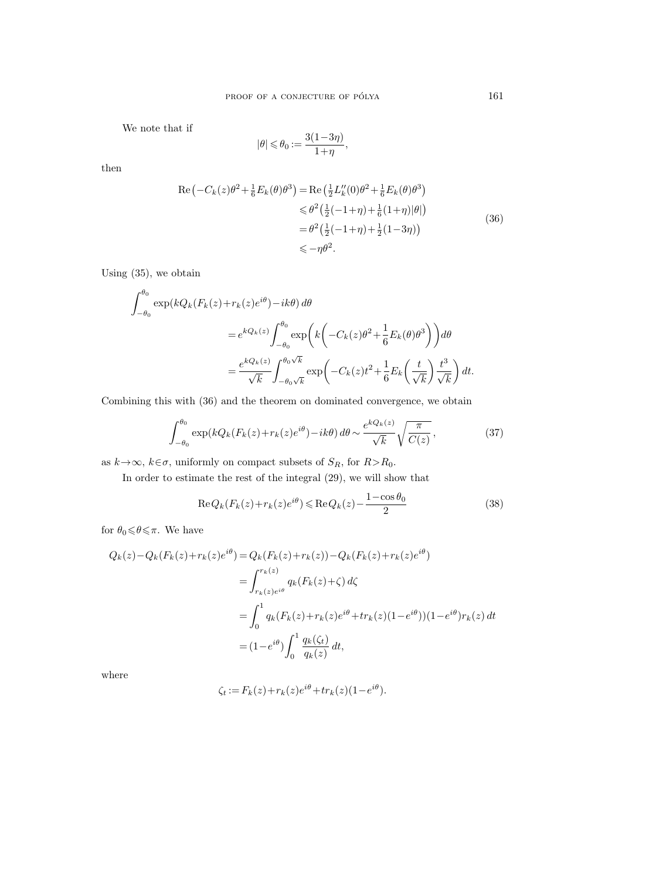We note that if

$$|\theta| \leqslant \theta_0 := \frac{3(1-3\eta)}{1+\eta},$$

then

$$\begin{aligned}
\operatorname{Re}\bigl(-C_k(z)\theta^2 + \tfrac{1}{6}E_k(\theta)\theta^3\bigr) &= \operatorname{Re}\bigl(\tfrac{1}{2}L_k''(0)\theta^2 + \tfrac{1}{6}E_k(\theta)\theta^3\bigr) \\
&\leqslant \theta^2\bigl(\tfrac{1}{2}(-1+\eta) + \tfrac{1}{6}(1+\eta)|\theta|\bigr) \\
&= \theta^2\bigl(\tfrac{1}{2}(-1+\eta) + \tfrac{1}{2}(1-3\eta)\bigr) \\
&\leqslant -\eta\theta^2.
\end{aligned} \tag{36}$$

Using (35), we obtain

$$\begin{aligned}
\int_{-\theta_0}^{\theta_0} &\exp(kQ_k(F_k(z)+r_k(z)e^{i\theta}) - ik\theta)\, d\theta \\
&= e^{kQ_k(z)} \int_{-\theta_0}^{\theta_0} \exp\biggl(k\biggl(-C_k(z)\theta^2 + \frac{1}{6}E_k(\theta)\theta^3\biggr)\biggr) d\theta \\
&= \frac{e^{kQ_k(z)}}{\sqrt{k}} \int_{-\theta_0\sqrt{k}}^{\theta_0\sqrt{k}} \exp\biggl(-C_k(z)t^2 + \frac{1}{6}E_k\biggl(\frac{t}{\sqrt{k}}\biggr)\frac{t^3}{\sqrt{k}}\biggr)\, dt.
\end{aligned}$$

Combining this with (36) and the theorem on dominated convergence, we obtain

$$\int_{-\theta_0}^{\theta_0} \exp(kQ_k(F_k(z)+r_k(z)e^{i\theta}) - ik\theta)\, d\theta \sim \frac{e^{kQ_k(z)}}{\sqrt{k}}\sqrt{\frac{\pi}{C(z)}}, \tag{37}$$

as $k\to\infty$, $k\in\sigma$, uniformly on compact subsets of $S_R$, for $R>R_0$.

In order to estimate the rest of the integral (29), we will show that

$$\operatorname{Re} Q_k(F_k(z)+r_k(z)e^{i\theta}) \leqslant \operatorname{Re} Q_k(z) - \frac{1-\cos\theta_0}{2} \tag{38}$$

for $\theta_0 \leqslant \theta \leqslant \pi$. We have

$$\begin{aligned}
Q_k(z) - Q_k(F_k(z)+r_k(z)e^{i\theta}) &= Q_k(F_k(z)+r_k(z)) - Q_k(F_k(z)+r_k(z)e^{i\theta}) \\
&= \int_{r_k(z)e^{i\theta}}^{r_k(z)} q_k(F_k(z)+\zeta)\, d\zeta \\
&= \int_0^1 q_k(F_k(z)+r_k(z)e^{i\theta}+tr_k(z)(1-e^{i\theta}))(1-e^{i\theta})r_k(z)\, dt \\
&= (1-e^{i\theta})\int_0^1 \frac{q_k(\zeta_t)}{q_k(z)}\, dt,
\end{aligned}$$

where

$$\zeta_t := F_k(z)+r_k(z)e^{i\theta}+tr_k(z)(1-e^{i\theta}).$$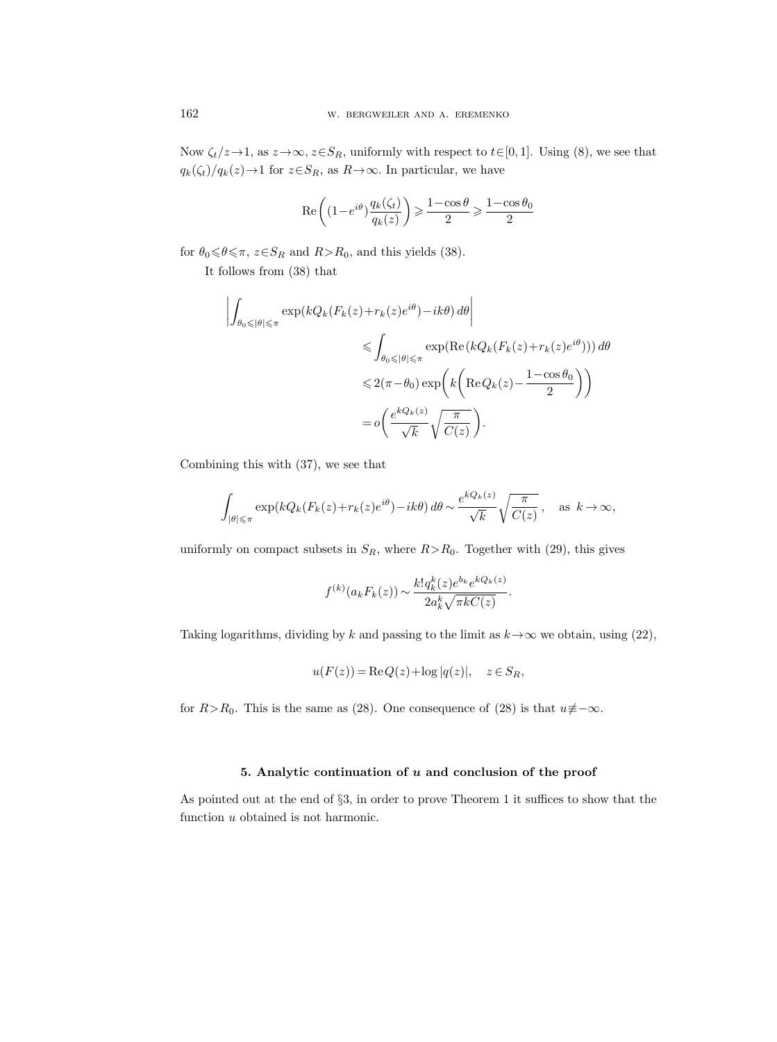Now $\zeta_t/z \to 1$, as $z \to \infty$, $z \in S_R$, uniformly with respect to $t \in [0,1]$. Using (8), we see that $q_k(\zeta_t)/q_k(z) \to 1$ for $z \in S_R$, as $R \to \infty$. In particular, we have

$$\operatorname{Re}\left((1-e^{i\theta})\frac{q_k(\zeta_t)}{q_k(z)}\right) \geqslant \frac{1-\cos\theta}{2} \geqslant \frac{1-\cos\theta_0}{2}$$

for $\theta_0 \leqslant \theta \leqslant \pi$, $z \in S_R$ and $R > R_0$, and this yields (38).

It follows from (38) that

$$\begin{aligned}
\left| \int_{\theta_0 \leqslant |\theta| \leqslant \pi} \exp(kQ_k(F_k(z)+r_k(z)e^{i\theta}) - ik\theta)\, d\theta \right| & \\
&\leqslant \int_{\theta_0 \leqslant |\theta| \leqslant \pi} \exp(\operatorname{Re}(kQ_k(F_k(z)+r_k(z)e^{i\theta})))\, d\theta \\
&\leqslant 2(\pi-\theta_0)\exp\left(k\left(\operatorname{Re} Q_k(z) - \frac{1-\cos\theta_0}{2}\right)\right) \\
&= o\left(\frac{e^{kQ_k(z)}}{\sqrt{k}}\sqrt{\frac{\pi}{C(z)}}\right).
\end{aligned}$$

Combining this with (37), we see that

$$\int_{|\theta| \leqslant \pi} \exp(kQ_k(F_k(z)+r_k(z)e^{i\theta}) - ik\theta)\, d\theta \sim \frac{e^{kQ_k(z)}}{\sqrt{k}}\sqrt{\frac{\pi}{C(z)}}, \quad \text{as } k \to \infty,$$

uniformly on compact subsets in $S_R$, where $R > R_0$. Together with (29), this gives

$$f^{(k)}(a_k F_k(z)) \sim \frac{k!\, q_k^k(z) e^{b_k} e^{kQ_k(z)}}{2a_k^k \sqrt{\pi k C(z)}}.$$

Taking logarithms, dividing by $k$ and passing to the limit as $k \to \infty$ we obtain, using (22),

$$u(F(z)) = \operatorname{Re} Q(z) + \log|q(z)|, \quad z \in S_R,$$

for $R > R_0$. This is the same as (28). One consequence of (28) is that $u \not\equiv -\infty$.

### 5. Analytic continuation of $u$ and conclusion of the proof

As pointed out at the end of §3, in order to prove Theorem 1 it suffices to show that the function $u$ obtained is not harmonic.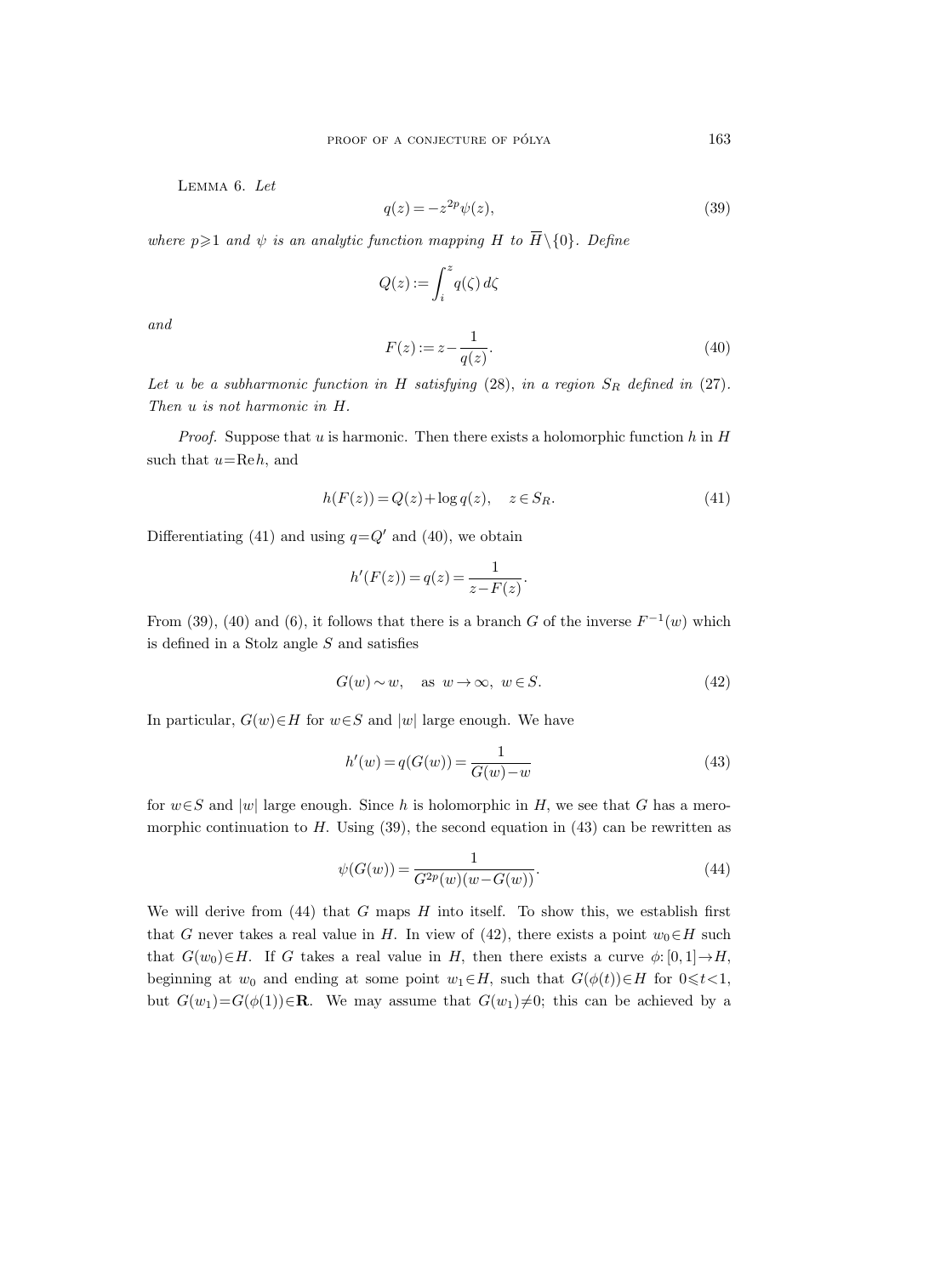**Lemma 6.** *Let*

$$q(z)=-z^{2p}\psi(z), \tag{39}$$

*where $p\geqslant 1$ and $\psi$ is an analytic function mapping $H$ to $\overline{H}\setminus\{0\}$. Define*

$$Q(z):=\int_i^z q(\zeta)\,d\zeta$$

*and*

$$F(z):=z-\frac{1}{q(z)}. \tag{40}$$

*Let $u$ be a subharmonic function in $H$ satisfying* (28), *in a region $S_R$ defined in* (27)*. Then $u$ is not harmonic in $H$.*

*Proof.* Suppose that $u$ is harmonic. Then there exists a holomorphic function $h$ in $H$ such that $u=\operatorname{Re} h$, and

$$h(F(z))=Q(z)+\log q(z),\quad z\in S_R. \tag{41}$$

Differentiating (41) and using $q=Q'$ and (40), we obtain

$$h'(F(z))=q(z)=\frac{1}{z-F(z)}.$$

From (39), (40) and (6), it follows that there is a branch $G$ of the inverse $F^{-1}(w)$ which is defined in a Stolz angle $S$ and satisfies

$$G(w)\sim w,\quad \text{as } w\to\infty,\ w\in S. \tag{42}$$

In particular, $G(w)\in H$ for $w\in S$ and $|w|$ large enough. We have

$$h'(w)=q(G(w))=\frac{1}{G(w)-w} \tag{43}$$

for $w\in S$ and $|w|$ large enough. Since $h$ is holomorphic in $H$, we see that $G$ has a meromorphic continuation to $H$. Using (39), the second equation in (43) can be rewritten as

$$\psi(G(w))=\frac{1}{G^{2p}(w)(w-G(w))}. \tag{44}$$

We will derive from (44) that $G$ maps $H$ into itself. To show this, we establish first that $G$ never takes a real value in $H$. In view of (42), there exists a point $w_0\in H$ such that $G(w_0)\in H$. If $G$ takes a real value in $H$, then there exists a curve $\phi\colon[0,1]\to H$, beginning at $w_0$ and ending at some point $w_1\in H$, such that $G(\phi(t))\in H$ for $0\leqslant t<1$, but $G(w_1)=G(\phi(1))\in\mathbf{R}$. We may assume that $G(w_1)\neq 0$; this can be achieved by a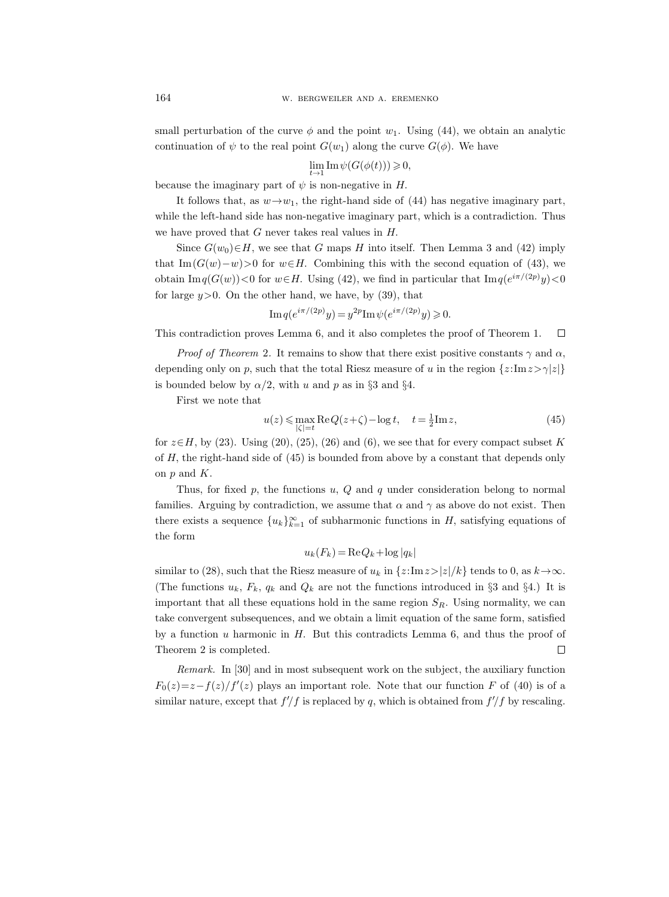small perturbation of the curve $\phi$ and the point $w_1$. Using (44), we obtain an analytic continuation of $\psi$ to the real point $G(w_1)$ along the curve $G(\phi)$. We have

$$\lim_{t\to 1} \operatorname{Im} \psi(G(\phi(t))) \geqslant 0,$$

because the imaginary part of $\psi$ is non-negative in $H$.

It follows that, as $w \to w_1$, the right-hand side of (44) has negative imaginary part, while the left-hand side has non-negative imaginary part, which is a contradiction. Thus we have proved that $G$ never takes real values in $H$.

Since $G(w_0) \in H$, we see that $G$ maps $H$ into itself. Then Lemma 3 and (42) imply that $\operatorname{Im}(G(w) - w) > 0$ for $w \in H$. Combining this with the second equation of (43), we obtain $\operatorname{Im} q(G(w)) < 0$ for $w \in H$. Using (42), we find in particular that $\operatorname{Im} q(e^{i\pi/(2p)} y) < 0$ for large $y > 0$. On the other hand, we have, by (39), that

$$\operatorname{Im} q(e^{i\pi/(2p)} y) = y^{2p} \operatorname{Im} \psi(e^{i\pi/(2p)} y) \geqslant 0.$$

This contradiction proves Lemma 6, and it also completes the proof of Theorem 1. □

*Proof of Theorem* 2. It remains to show that there exist positive constants $\gamma$ and $\alpha$, depending only on $p$, such that the total Riesz measure of $u$ in the region $\{z : \operatorname{Im} z > \gamma |z|\}$ is bounded below by $\alpha/2$, with $u$ and $p$ as in §3 and §4.

First we note that

$$u(z) \leqslant \max_{|\zeta|=t} \operatorname{Re} Q(z+\zeta) - \log t, \quad t = \tfrac{1}{2} \operatorname{Im} z, \tag{45}$$

for $z \in H$, by (23). Using (20), (25), (26) and (6), we see that for every compact subset $K$ of $H$, the right-hand side of (45) is bounded from above by a constant that depends only on $p$ and $K$.

Thus, for fixed $p$, the functions $u$, $Q$ and $q$ under consideration belong to normal families. Arguing by contradiction, we assume that $\alpha$ and $\gamma$ as above do not exist. Then there exists a sequence $\{u_k\}_{k=1}^{\infty}$ of subharmonic functions in $H$, satisfying equations of the form

$$u_k(F_k) = \operatorname{Re} Q_k + \log |q_k|$$

similar to (28), such that the Riesz measure of $u_k$ in $\{z : \operatorname{Im} z > |z|/k\}$ tends to 0, as $k \to \infty$. (The functions $u_k$, $F_k$, $q_k$ and $Q_k$ are not the functions introduced in §3 and §4.) It is important that all these equations hold in the same region $S_R$. Using normality, we can take convergent subsequences, and we obtain a limit equation of the same form, satisfied by a function $u$ harmonic in $H$. But this contradicts Lemma 6, and thus the proof of Theorem 2 is completed. □

*Remark.* In [30] and in most subsequent work on the subject, the auxiliary function $F_0(z) = z - f(z)/f'(z)$ plays an important role. Note that our function $F$ of (40) is of a similar nature, except that $f'/f$ is replaced by $q$, which is obtained from $f'/f$ by rescaling.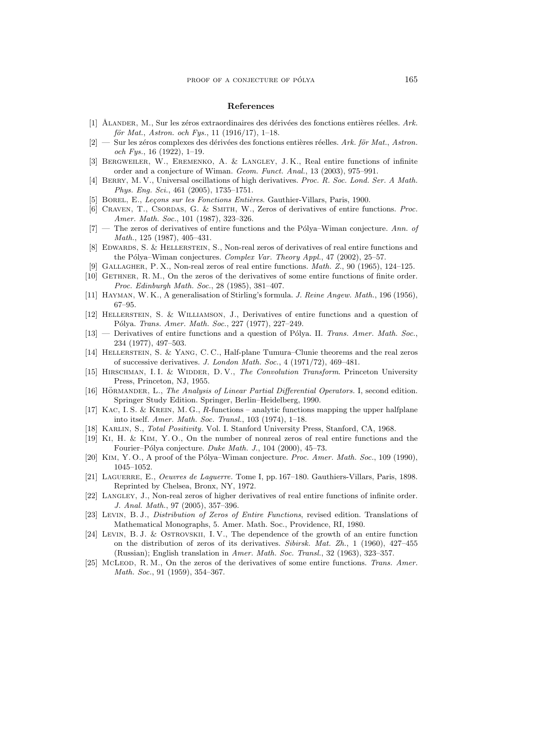## References

[1] Ålander, M., Sur les zéros extraordinaires des dérivées des fonctions entières réelles. *Ark. för Mat., Astron. och Fys.*, 11 (1916/17), 1–18.

[2] — Sur les zéros complexes des dérivées des fonctions entières réelles. *Ark. för Mat., Astron. och Fys.*, 16 (1922), 1–19.

[3] Bergweiler, W., Eremenko, A. & Langley, J. K., Real entire functions of infinite order and a conjecture of Wiman. *Geom. Funct. Anal.*, 13 (2003), 975–991.

[4] Berry, M. V., Universal oscillations of high derivatives. *Proc. R. Soc. Lond. Ser. A Math. Phys. Eng. Sci.*, 461 (2005), 1735–1751.

[5] Borel, E., *Leçons sur les Fonctions Entières*. Gauthier-Villars, Paris, 1900.

[6] Craven, T., Csordas, G. & Smith, W., Zeros of derivatives of entire functions. *Proc. Amer. Math. Soc.*, 101 (1987), 323–326.

[7] — The zeros of derivatives of entire functions and the Pólya–Wiman conjecture. *Ann. of Math.*, 125 (1987), 405–431.

[8] Edwards, S. & Hellerstein, S., Non-real zeros of derivatives of real entire functions and the Pólya–Wiman conjectures. *Complex Var. Theory Appl.*, 47 (2002), 25–57.

[9] Gallagher, P. X., Non-real zeros of real entire functions. *Math. Z.*, 90 (1965), 124–125.

[10] Gethner, R. M., On the zeros of the derivatives of some entire functions of finite order. *Proc. Edinburgh Math. Soc.*, 28 (1985), 381–407.

[11] Hayman, W. K., A generalisation of Stirling's formula. *J. Reine Angew. Math.*, 196 (1956), 67–95.

[12] Hellerstein, S. & Williamson, J., Derivatives of entire functions and a question of Pólya. *Trans. Amer. Math. Soc.*, 227 (1977), 227–249.

[13] — Derivatives of entire functions and a question of Pólya. II. *Trans. Amer. Math. Soc.*, 234 (1977), 497–503.

[14] Hellerstein, S. & Yang, C. C., Half-plane Tumura–Clunie theorems and the real zeros of successive derivatives. *J. London Math. Soc.*, 4 (1971/72), 469–481.

[15] Hirschman, I. I. & Widder, D. V., *The Convolution Transform*. Princeton University Press, Princeton, NJ, 1955.

[16] Hörmander, L., *The Analysis of Linear Partial Differential Operators*. I, second edition. Springer Study Edition. Springer, Berlin–Heidelberg, 1990.

[17] Kac, I. S. & Krein, M. G., *R*-functions – analytic functions mapping the upper halfplane into itself. *Amer. Math. Soc. Transl.*, 103 (1974), 1–18.

[18] Karlin, S., *Total Positivity*. Vol. I. Stanford University Press, Stanford, CA, 1968.

[19] Ki, H. & Kim, Y. O., On the number of nonreal zeros of real entire functions and the Fourier–Pólya conjecture. *Duke Math. J.*, 104 (2000), 45–73.

[20] Kim, Y. O., A proof of the Pólya–Wiman conjecture. *Proc. Amer. Math. Soc.*, 109 (1990), 1045–1052.

[21] Laguerre, E., *Oeuvres de Laguerre.* Tome I, pp. 167–180. Gauthiers-Villars, Paris, 1898. Reprinted by Chelsea, Bronx, NY, 1972.

[22] Langley, J., Non-real zeros of higher derivatives of real entire functions of infinite order. *J. Anal. Math.*, 97 (2005), 357–396.

[23] Levin, B. J., *Distribution of Zeros of Entire Functions*, revised edition. Translations of Mathematical Monographs, 5. Amer. Math. Soc., Providence, RI, 1980.

[24] Levin, B. J. & Ostrovskii, I. V., The dependence of the growth of an entire function on the distribution of zeros of its derivatives. *Sibirsk. Mat. Zh.*, 1 (1960), 427–455 (Russian); English translation in *Amer. Math. Soc. Transl.*, 32 (1963), 323–357.

[25] McLeod, R. M., On the zeros of the derivatives of some entire functions. *Trans. Amer. Math. Soc.*, 91 (1959), 354–367.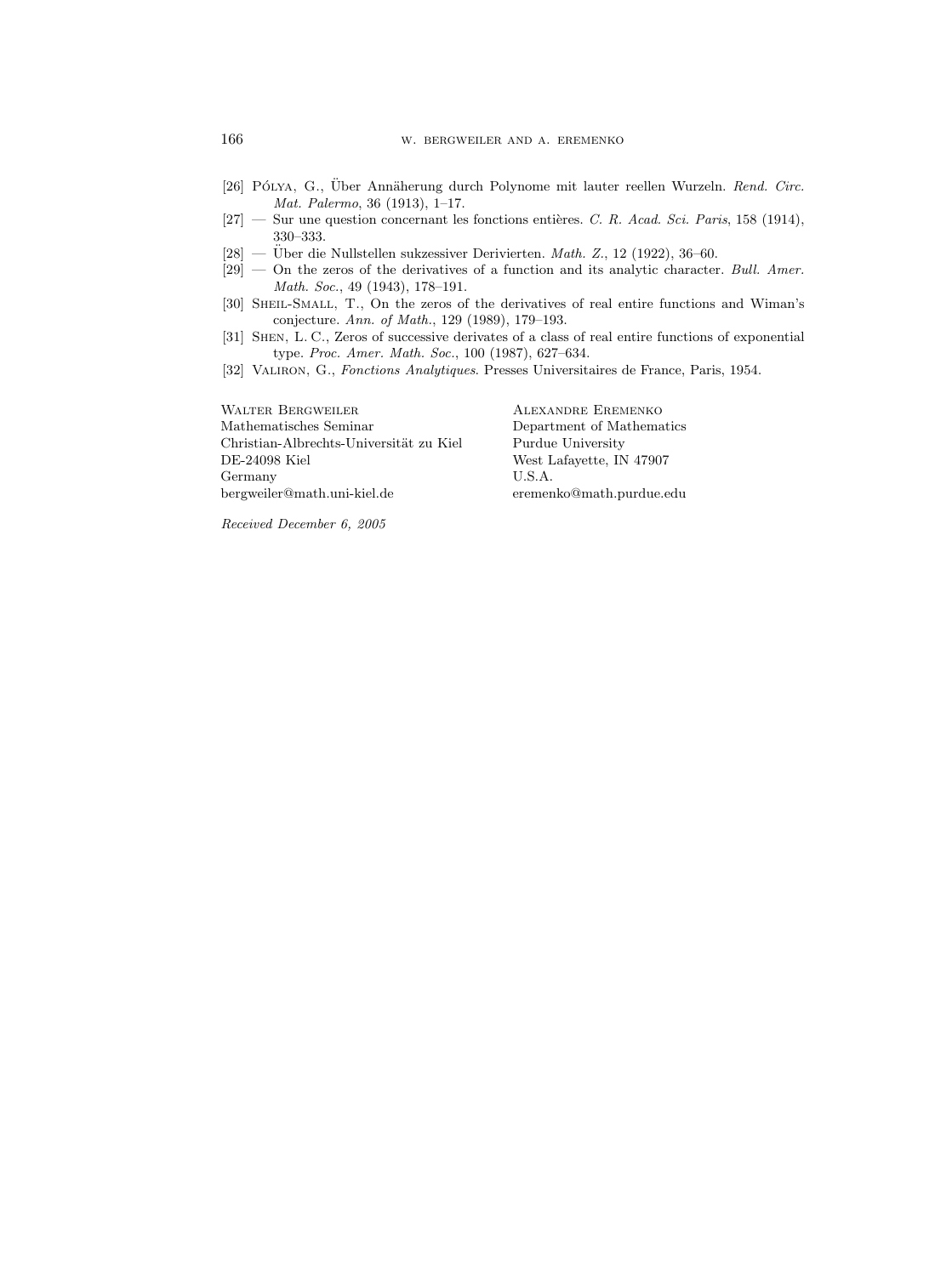[26] Pólya, G., Über Annäherung durch Polynome mit lauter reellen Wurzeln. *Rend. Circ. Mat. Palermo*, 36 (1913), 1–17.

[27] — Sur une question concernant les fonctions entières. *C. R. Acad. Sci. Paris*, 158 (1914), 330–333.

[28] — Über die Nullstellen sukzessiver Derivierten. *Math. Z.*, 12 (1922), 36–60.

[29] — On the zeros of the derivatives of a function and its analytic character. *Bull. Amer. Math. Soc.*, 49 (1943), 178–191.

[30] Sheil-Small, T., On the zeros of the derivatives of real entire functions and Wiman's conjecture. *Ann. of Math.*, 129 (1989), 179–193.

[31] Shen, L. C., Zeros of successive derivates of a class of real entire functions of exponential type. *Proc. Amer. Math. Soc.*, 100 (1987), 627–634.

[32] Valiron, G., *Fonctions Analytiques*. Presses Universitaires de France, Paris, 1954.

Walter Bergweiler
Mathematisches Seminar
Christian-Albrechts-Universität zu Kiel
DE-24098 Kiel
Germany
bergweiler@math.uni-kiel.de

Alexandre Eremenko
Department of Mathematics
Purdue University
West Lafayette, IN 47907
U.S.A.
eremenko@math.purdue.edu

*Received December 6, 2005*